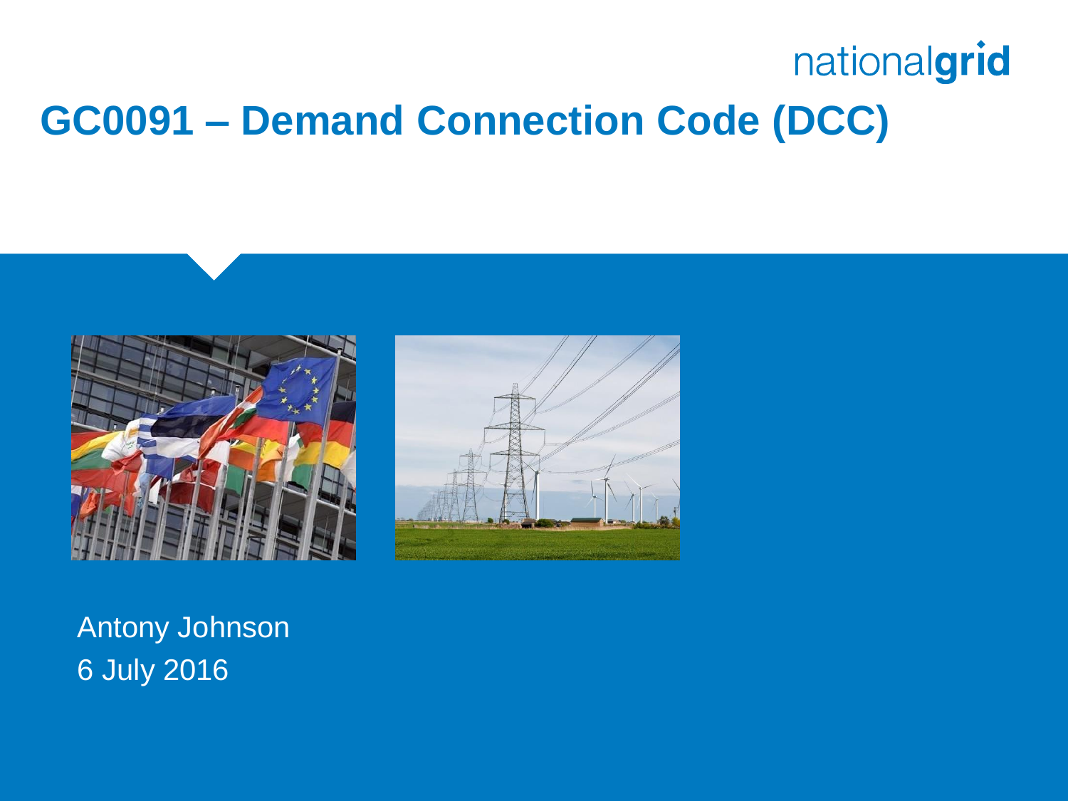nationalgrid

# GC0091 – Demand Connection Code (DCC)

Antony Johnson
6 July 2016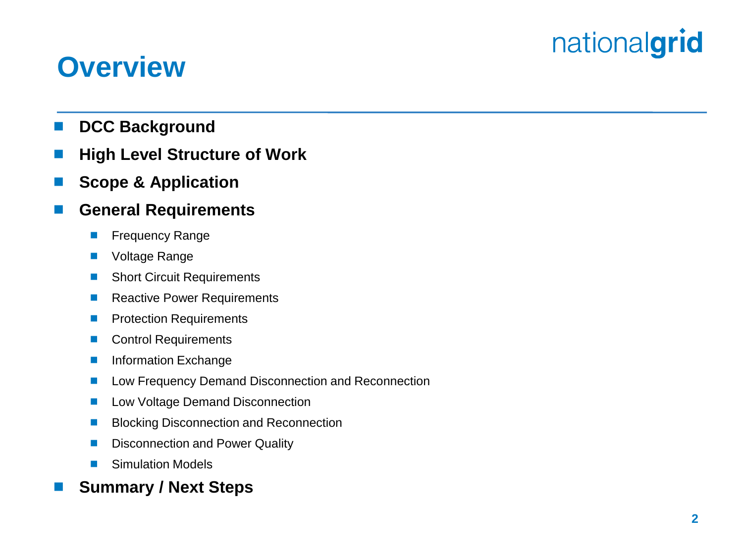# Overview

- **DCC Background**
- **High Level Structure of Work**
- **Scope & Application**
- **General Requirements**
  - Frequency Range
  - Voltage Range
  - Short Circuit Requirements
  - Reactive Power Requirements
  - Protection Requirements
  - Control Requirements
  - Information Exchange
  - Low Frequency Demand Disconnection and Reconnection
  - Low Voltage Demand Disconnection
  - Blocking Disconnection and Reconnection
  - Disconnection and Power Quality
  - Simulation Models
- **Summary / Next Steps**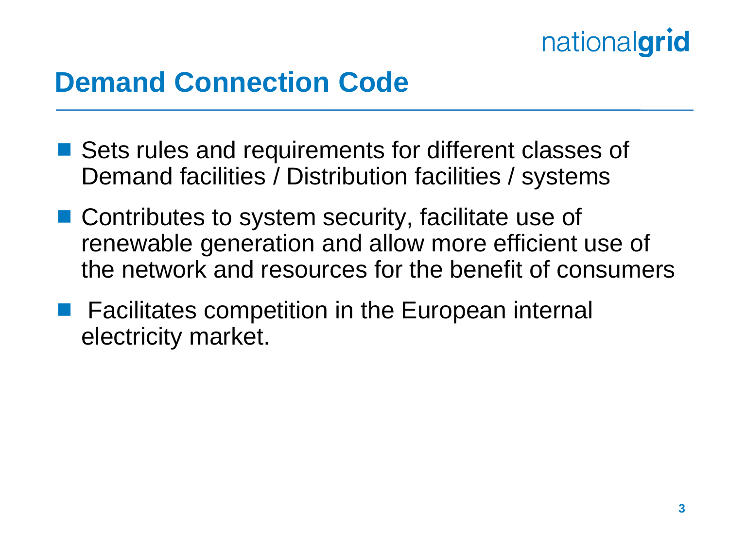# Demand Connection Code

- Sets rules and requirements for different classes of Demand facilities / Distribution facilities / systems
- Contributes to system security, facilitate use of renewable generation and allow more efficient use of the network and resources for the benefit of consumers
- Facilitates competition in the European internal electricity market.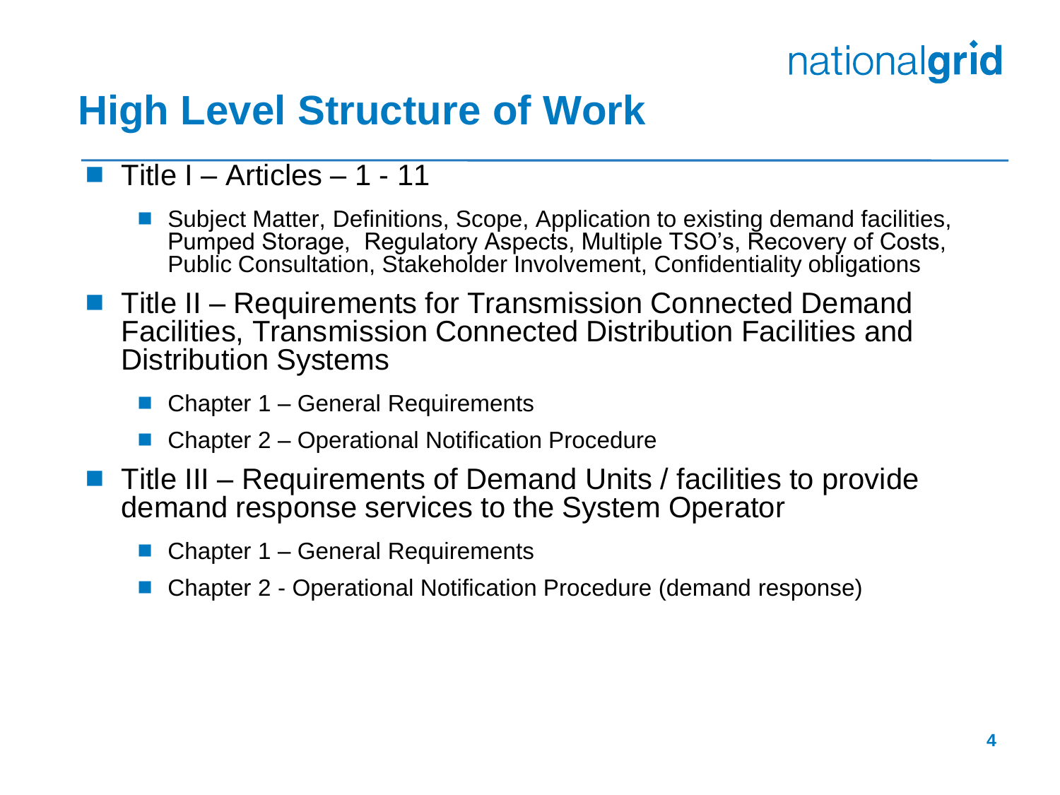# High Level Structure of Work

- Title I – Articles – 1 - 11
  - Subject Matter, Definitions, Scope, Application to existing demand facilities, Pumped Storage, Regulatory Aspects, Multiple TSO's, Recovery of Costs, Public Consultation, Stakeholder Involvement, Confidentiality obligations
- Title II – Requirements for Transmission Connected Demand Facilities, Transmission Connected Distribution Facilities and Distribution Systems
  - Chapter 1 – General Requirements
  - Chapter 2 – Operational Notification Procedure
- Title III – Requirements of Demand Units / facilities to provide demand response services to the System Operator
  - Chapter 1 – General Requirements
  - Chapter 2 - Operational Notification Procedure (demand response)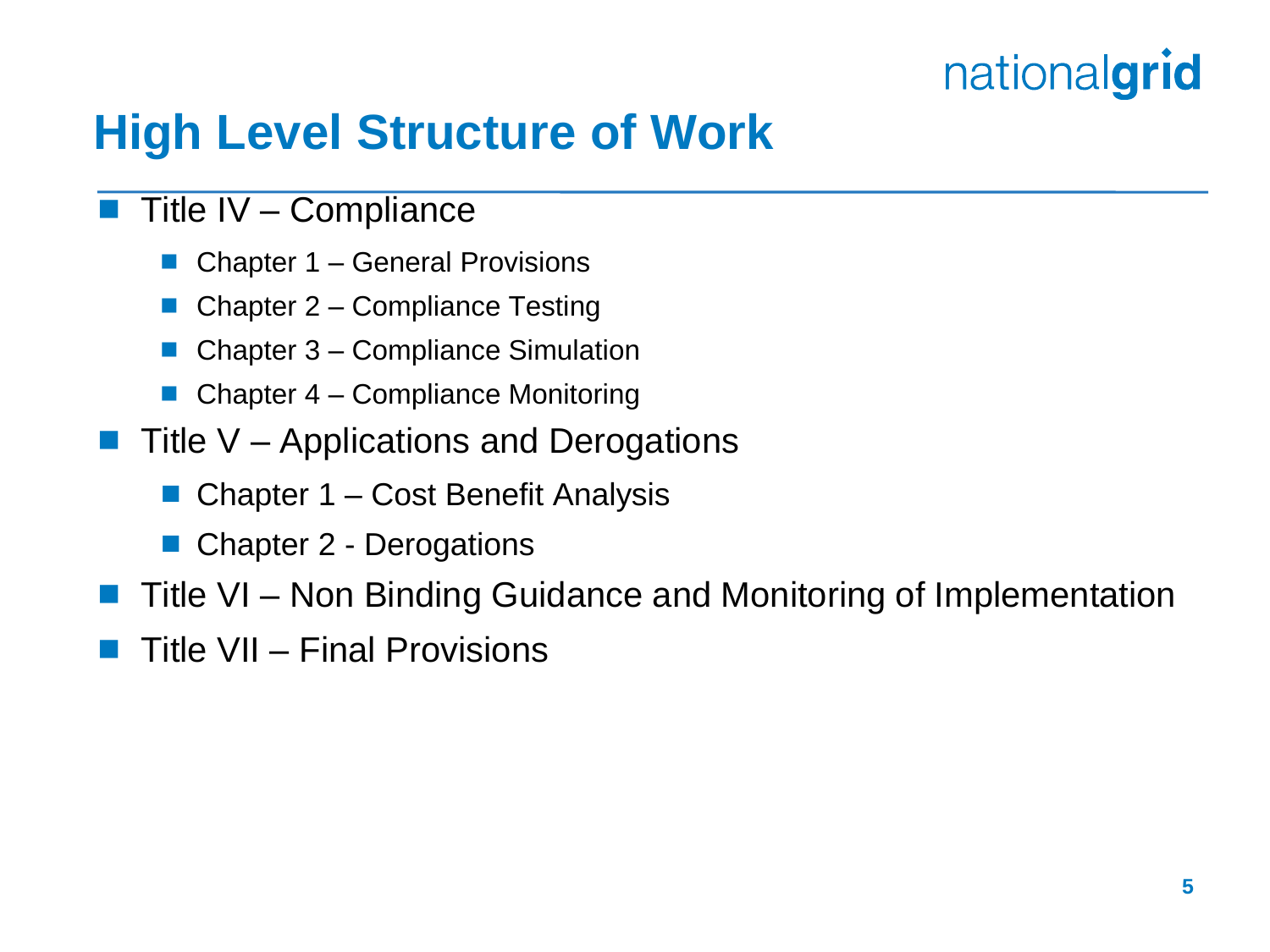# High Level Structure of Work

- Title IV – Compliance
  - Chapter 1 – General Provisions
  - Chapter 2 – Compliance Testing
  - Chapter 3 – Compliance Simulation
  - Chapter 4 – Compliance Monitoring
- Title V – Applications and Derogations
  - Chapter 1 – Cost Benefit Analysis
  - Chapter 2 - Derogations
- Title VI – Non Binding Guidance and Monitoring of Implementation
- Title VII – Final Provisions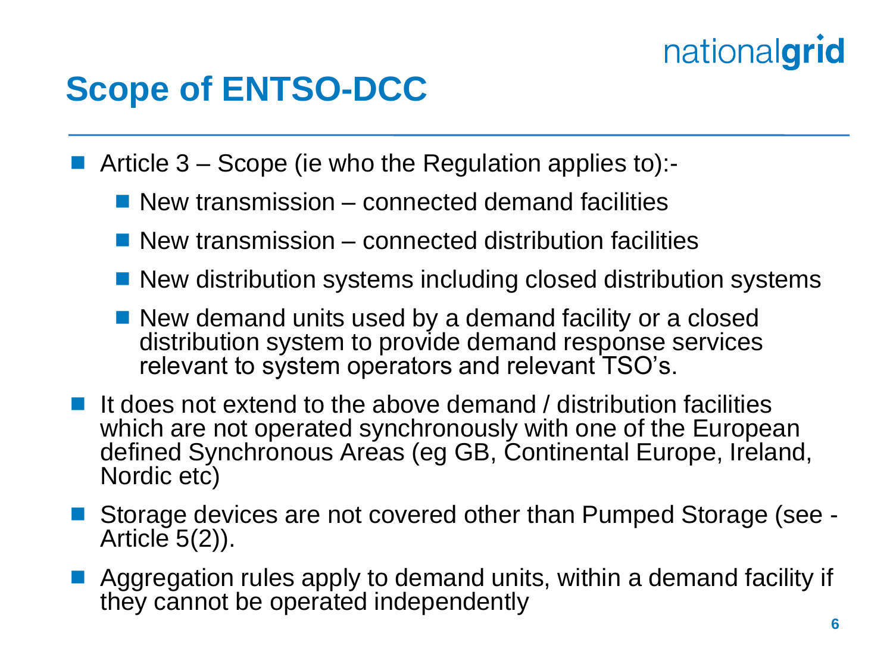# Scope of ENTSO-DCC

- Article 3 – Scope (ie who the Regulation applies to):-
  - New transmission – connected demand facilities
  - New transmission – connected distribution facilities
  - New distribution systems including closed distribution systems
  - New demand units used by a demand facility or a closed distribution system to provide demand response services relevant to system operators and relevant TSO's.
- It does not extend to the above demand / distribution facilities which are not operated synchronously with one of the European defined Synchronous Areas (eg GB, Continental Europe, Ireland, Nordic etc)
- Storage devices are not covered other than Pumped Storage (see - Article 5(2)).
- Aggregation rules apply to demand units, within a demand facility if they cannot be operated independently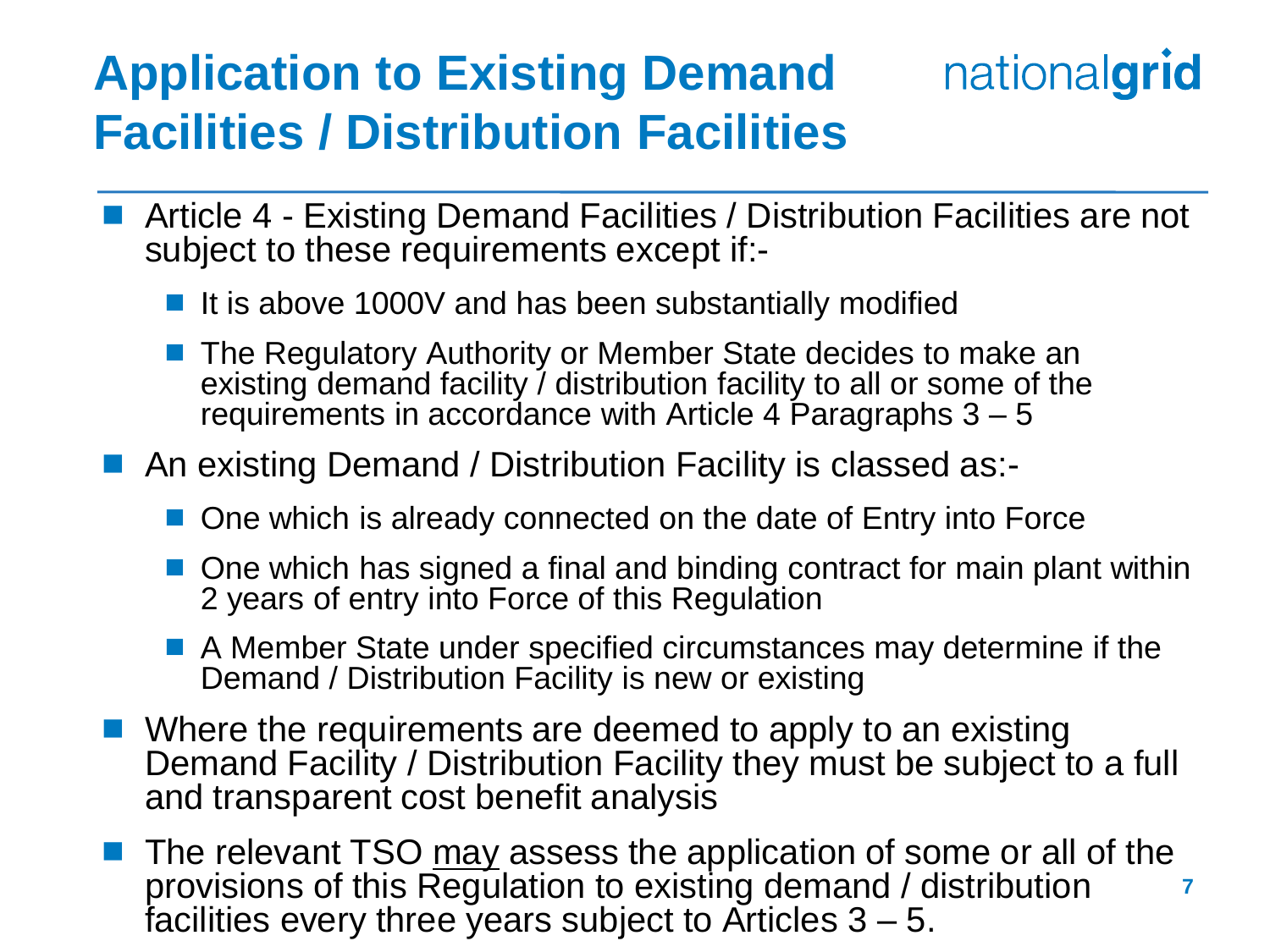# Application to Existing Demand Facilities / Distribution Facilities

- Article 4 - Existing Demand Facilities / Distribution Facilities are not subject to these requirements except if:-
  - It is above 1000V and has been substantially modified
  - The Regulatory Authority or Member State decides to make an existing demand facility / distribution facility to all or some of the requirements in accordance with Article 4 Paragraphs 3 – 5
- An existing Demand / Distribution Facility is classed as:-
  - One which is already connected on the date of Entry into Force
  - One which has signed a final and binding contract for main plant within 2 years of entry into Force of this Regulation
  - A Member State under specified circumstances may determine if the Demand / Distribution Facility is new or existing
- Where the requirements are deemed to apply to an existing Demand Facility / Distribution Facility they must be subject to a full and transparent cost benefit analysis
- The relevant TSO <u>may</u> assess the application of some or all of the provisions of this Regulation to existing demand / distribution facilities every three years subject to Articles 3 – 5.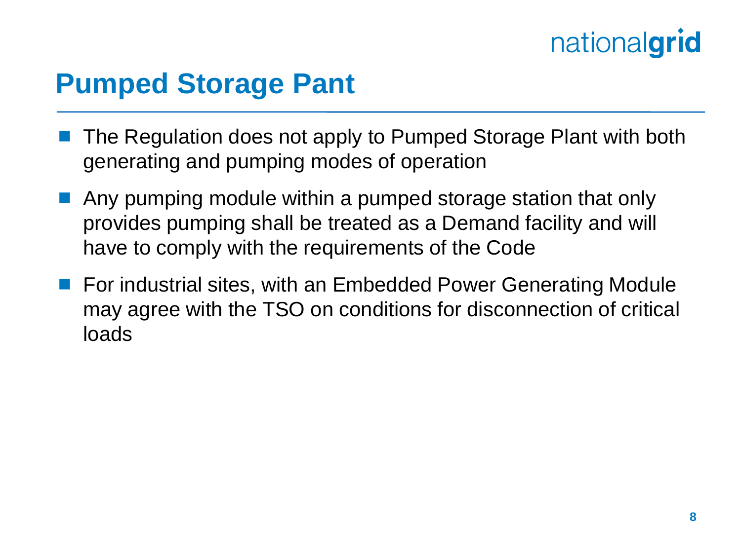# Pumped Storage Pant

- The Regulation does not apply to Pumped Storage Plant with both generating and pumping modes of operation
- Any pumping module within a pumped storage station that only provides pumping shall be treated as a Demand facility and will have to comply with the requirements of the Code
- For industrial sites, with an Embedded Power Generating Module may agree with the TSO on conditions for disconnection of critical loads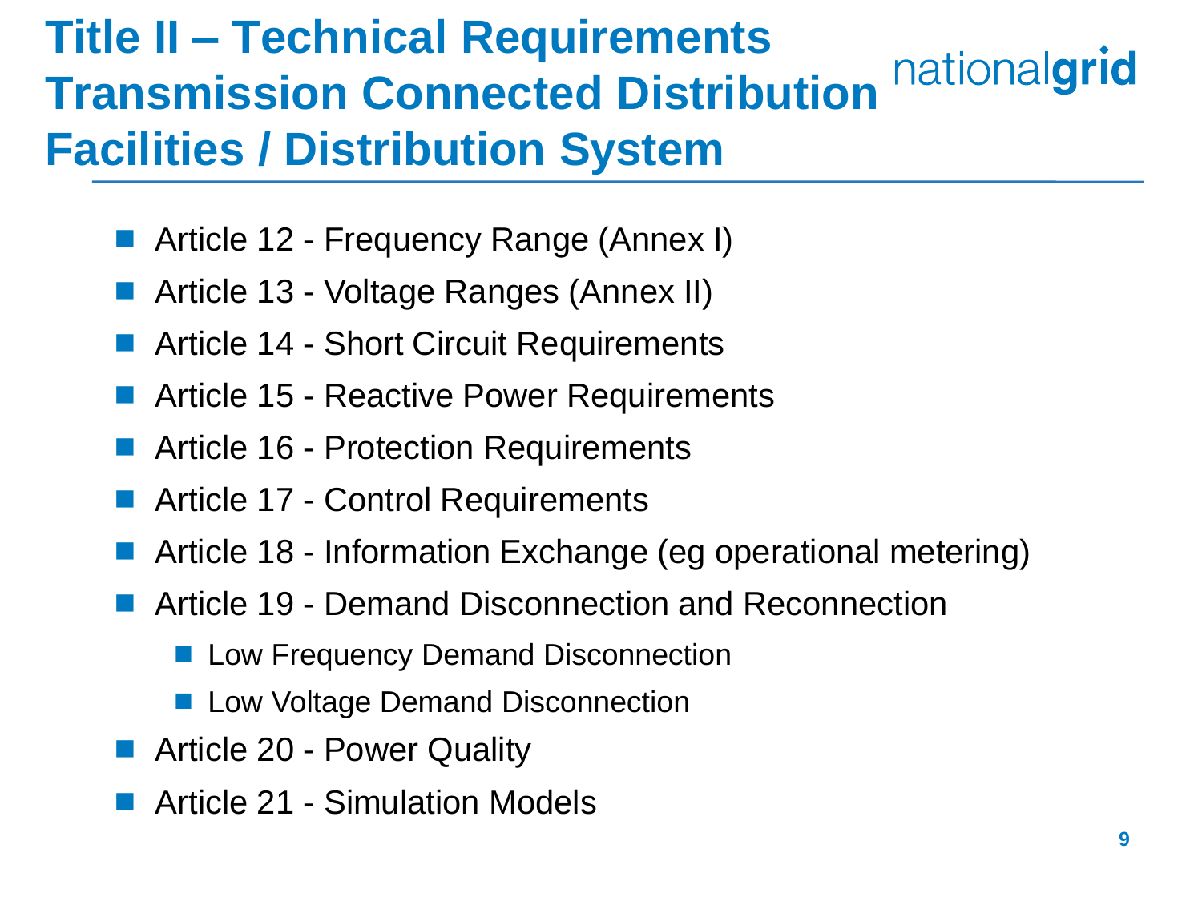# Title II – Technical Requirements Transmission Connected Distribution Facilities / Distribution System

- Article 12 - Frequency Range (Annex I)
- Article 13 - Voltage Ranges (Annex II)
- Article 14 - Short Circuit Requirements
- Article 15 - Reactive Power Requirements
- Article 16 - Protection Requirements
- Article 17 - Control Requirements
- Article 18 - Information Exchange (eg operational metering)
- Article 19 - Demand Disconnection and Reconnection
  - Low Frequency Demand Disconnection
  - Low Voltage Demand Disconnection
- Article 20 - Power Quality
- Article 21 - Simulation Models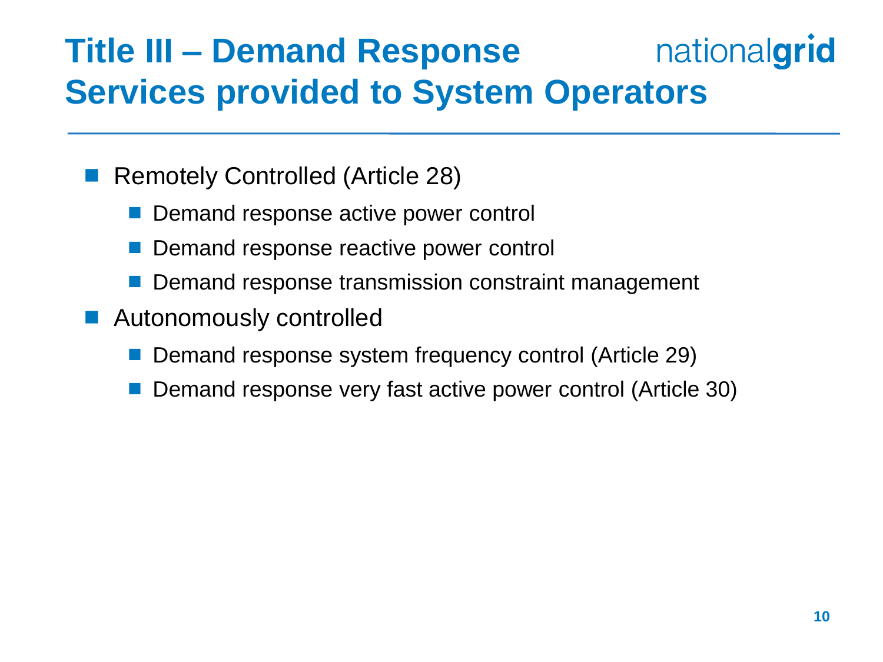# Title III – Demand Response Services provided to System Operators

- Remotely Controlled (Article 28)
  - Demand response active power control
  - Demand response reactive power control
  - Demand response transmission constraint management
- Autonomously controlled
  - Demand response system frequency control (Article 29)
  - Demand response very fast active power control (Article 30)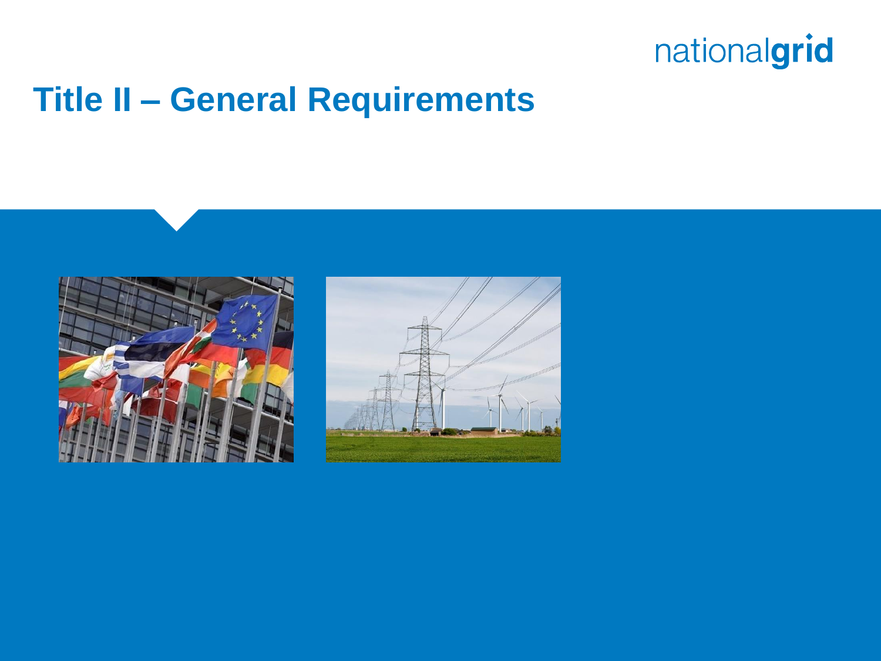# Title II – General Requirements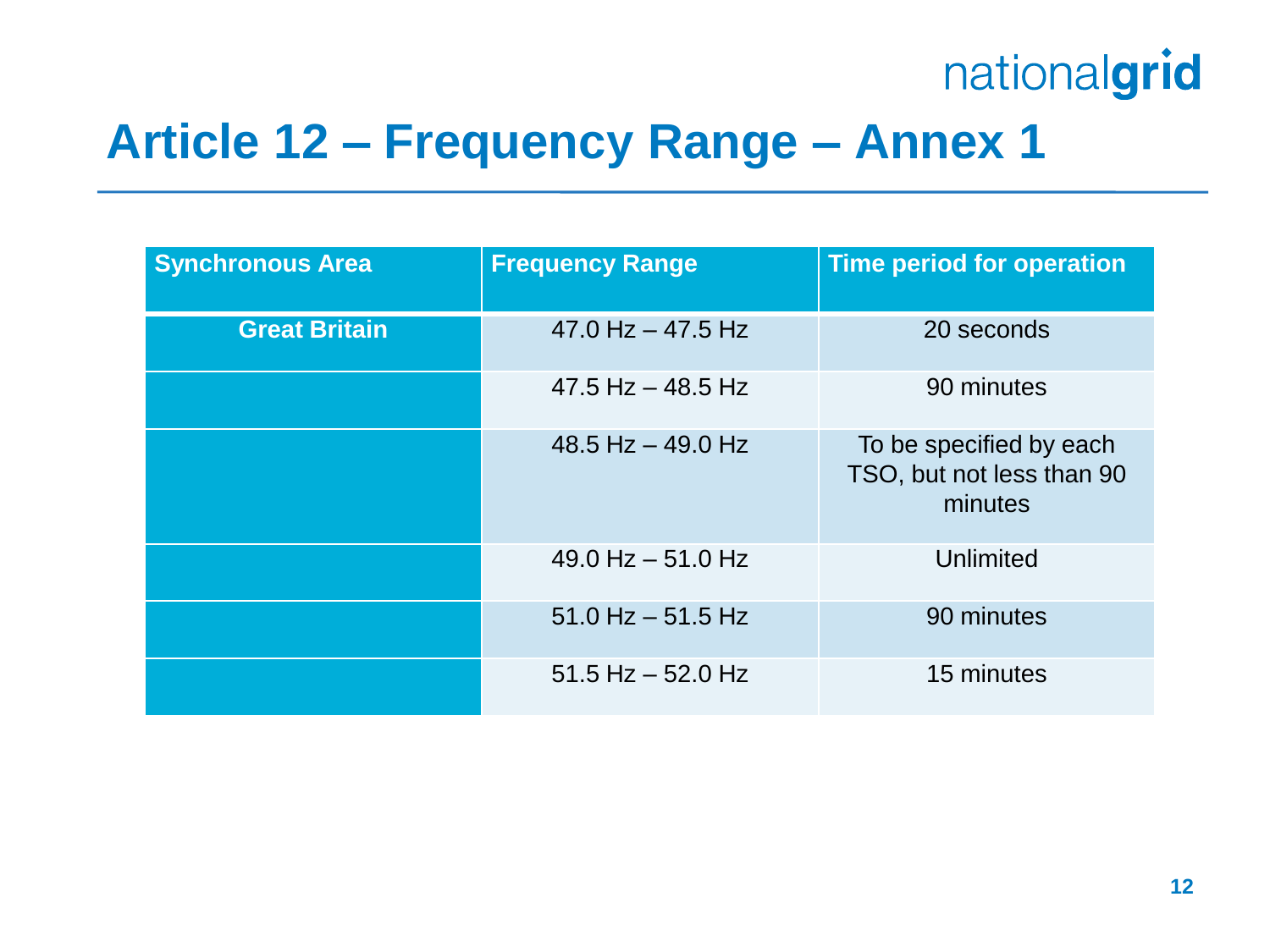# Article 12 – Frequency Range – Annex 1

| Synchronous Area | Frequency Range | Time period for operation |
|---|---|---|
| Great Britain | 47.0 Hz – 47.5 Hz | 20 seconds |
| | 47.5 Hz – 48.5 Hz | 90 minutes |
| | 48.5 Hz – 49.0 Hz | To be specified by each TSO, but not less than 90 minutes |
| | 49.0 Hz – 51.0 Hz | Unlimited |
| | 51.0 Hz – 51.5 Hz | 90 minutes |
| | 51.5 Hz – 52.0 Hz | 15 minutes |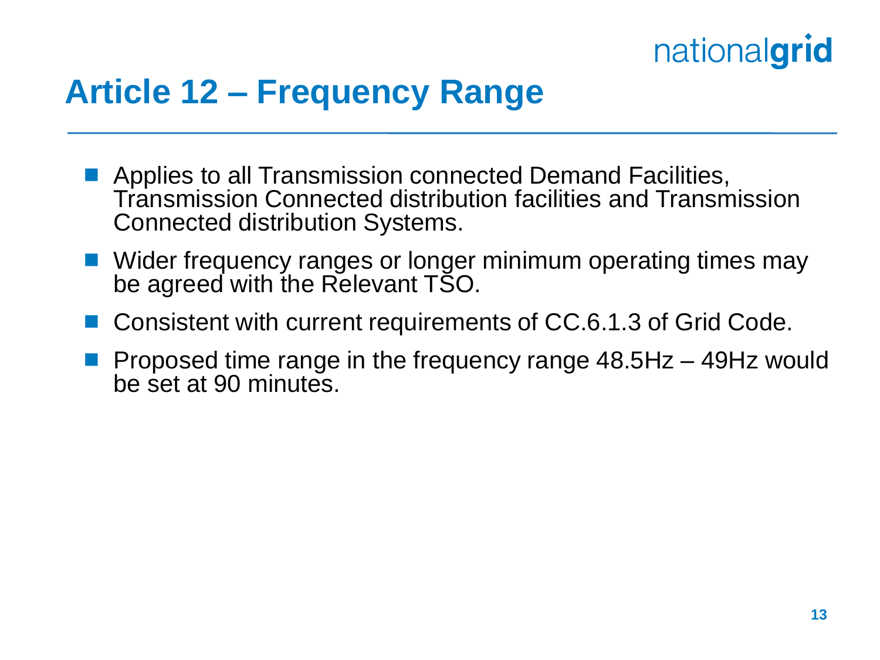# Article 12 – Frequency Range

- Applies to all Transmission connected Demand Facilities, Transmission Connected distribution facilities and Transmission Connected distribution Systems.
- Wider frequency ranges or longer minimum operating times may be agreed with the Relevant TSO.
- Consistent with current requirements of CC.6.1.3 of Grid Code.
- Proposed time range in the frequency range 48.5Hz – 49Hz would be set at 90 minutes.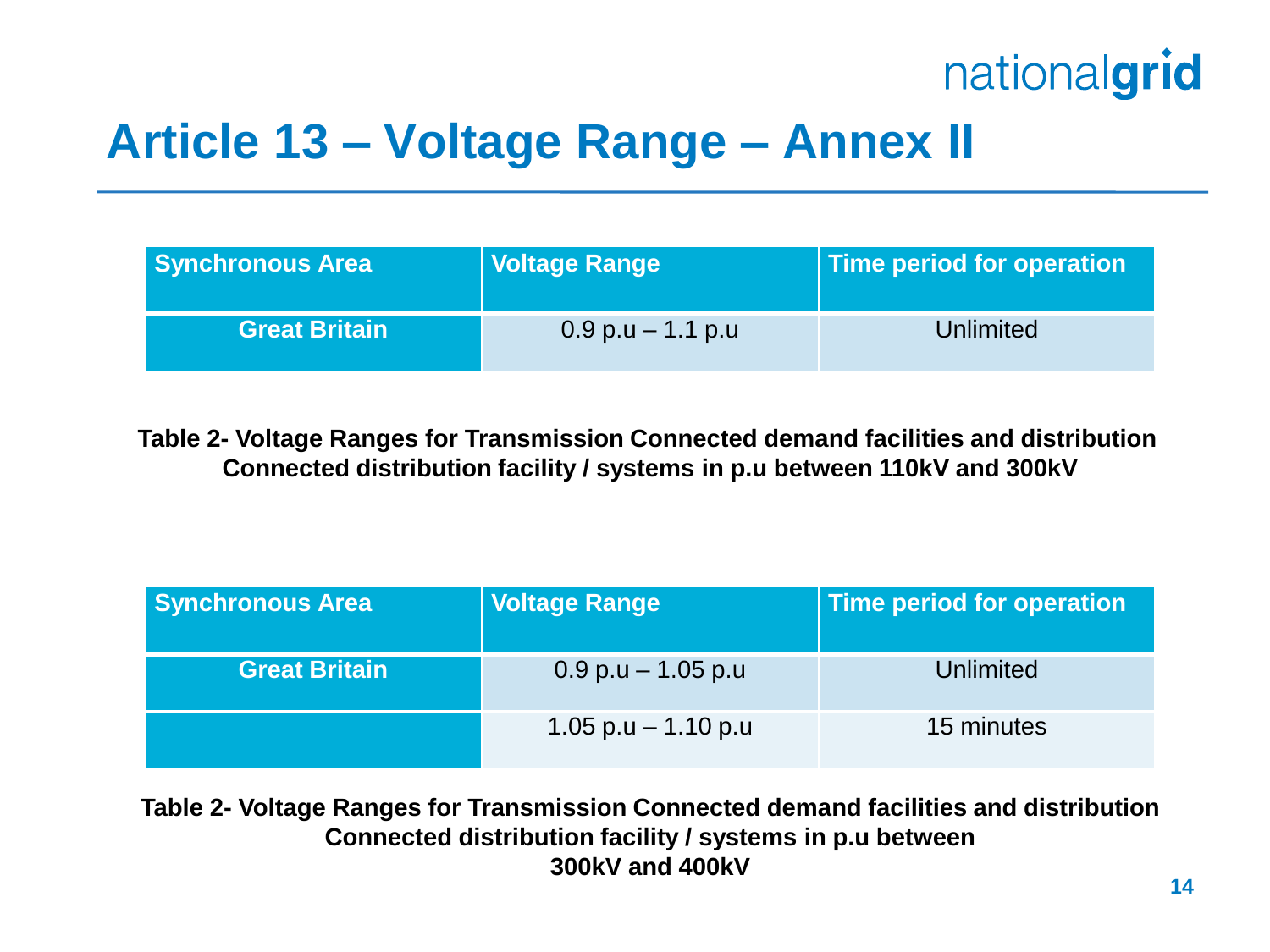# Article 13 – Voltage Range – Annex II

| Synchronous Area | Voltage Range | Time period for operation |
|---|---|---|
| Great Britain | 0.9 p.u – 1.1 p.u | Unlimited |

**Table 2- Voltage Ranges for Transmission Connected demand facilities and distribution Connected distribution facility / systems in p.u between 110kV and 300kV**

| Synchronous Area | Voltage Range | Time period for operation |
|---|---|---|
| Great Britain | 0.9 p.u – 1.05 p.u | Unlimited |
| | 1.05 p.u – 1.10 p.u | 15 minutes |

**Table 2- Voltage Ranges for Transmission Connected demand facilities and distribution Connected distribution facility / systems in p.u between 300kV and 400kV**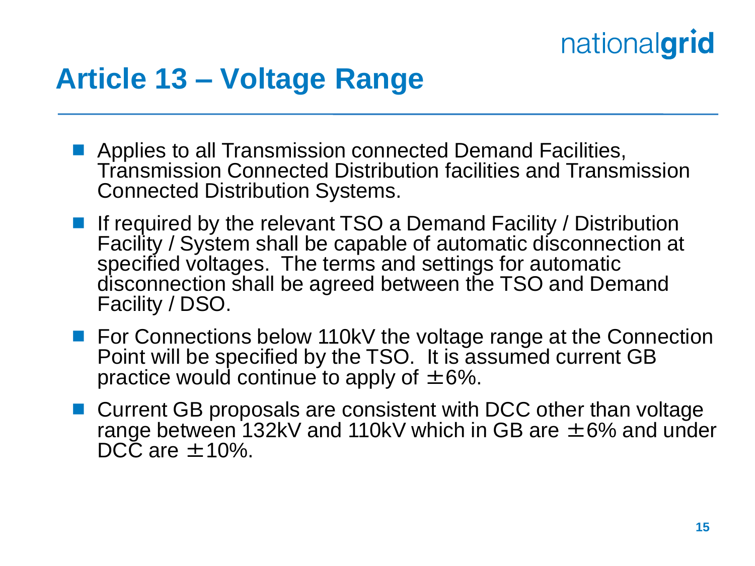# Article 13 – Voltage Range

- Applies to all Transmission connected Demand Facilities, Transmission Connected Distribution facilities and Transmission Connected Distribution Systems.
- If required by the relevant TSO a Demand Facility / Distribution Facility / System shall be capable of automatic disconnection at specified voltages. The terms and settings for automatic disconnection shall be agreed between the TSO and Demand Facility / DSO.
- For Connections below 110kV the voltage range at the Connection Point will be specified by the TSO. It is assumed current GB practice would continue to apply of ±6%.
- Current GB proposals are consistent with DCC other than voltage range between 132kV and 110kV which in GB are ±6% and under DCC are ±10%.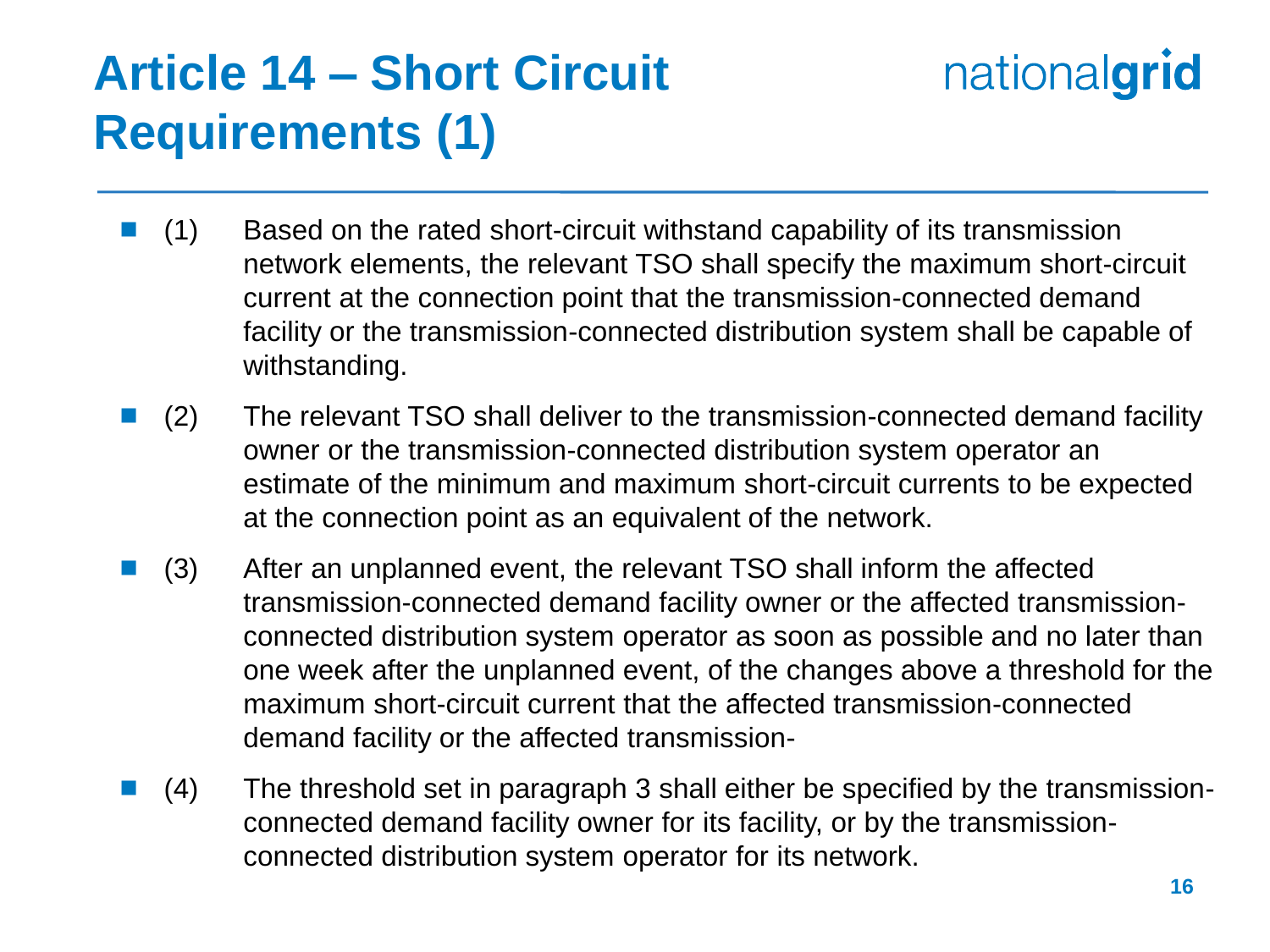# Article 14 – Short Circuit Requirements (1)

- (1) Based on the rated short-circuit withstand capability of its transmission network elements, the relevant TSO shall specify the maximum short-circuit current at the connection point that the transmission-connected demand facility or the transmission-connected distribution system shall be capable of withstanding.
- (2) The relevant TSO shall deliver to the transmission-connected demand facility owner or the transmission-connected distribution system operator an estimate of the minimum and maximum short-circuit currents to be expected at the connection point as an equivalent of the network.
- (3) After an unplanned event, the relevant TSO shall inform the affected transmission-connected demand facility owner or the affected transmission-connected distribution system operator as soon as possible and no later than one week after the unplanned event, of the changes above a threshold for the maximum short-circuit current that the affected transmission-connected demand facility or the affected transmission-
- (4) The threshold set in paragraph 3 shall either be specified by the transmission-connected demand facility owner for its facility, or by the transmission-connected distribution system operator for its network.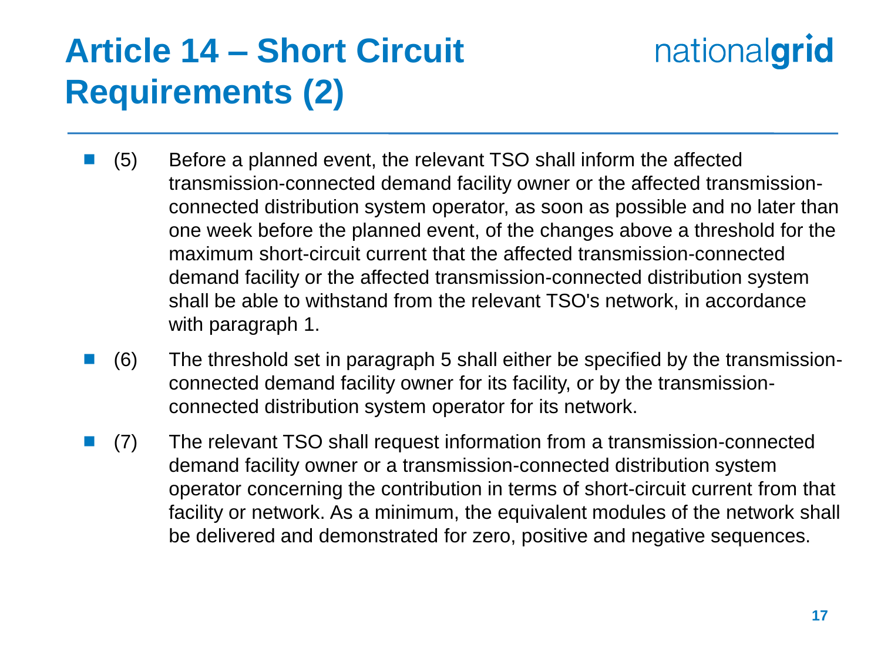# Article 14 – Short Circuit Requirements (2)

- (5) Before a planned event, the relevant TSO shall inform the affected transmission-connected demand facility owner or the affected transmission-connected distribution system operator, as soon as possible and no later than one week before the planned event, of the changes above a threshold for the maximum short-circuit current that the affected transmission-connected demand facility or the affected transmission-connected distribution system shall be able to withstand from the relevant TSO's network, in accordance with paragraph 1.
- (6) The threshold set in paragraph 5 shall either be specified by the transmission-connected demand facility owner for its facility, or by the transmission-connected distribution system operator for its network.
- (7) The relevant TSO shall request information from a transmission-connected demand facility owner or a transmission-connected distribution system operator concerning the contribution in terms of short-circuit current from that facility or network. As a minimum, the equivalent modules of the network shall be delivered and demonstrated for zero, positive and negative sequences.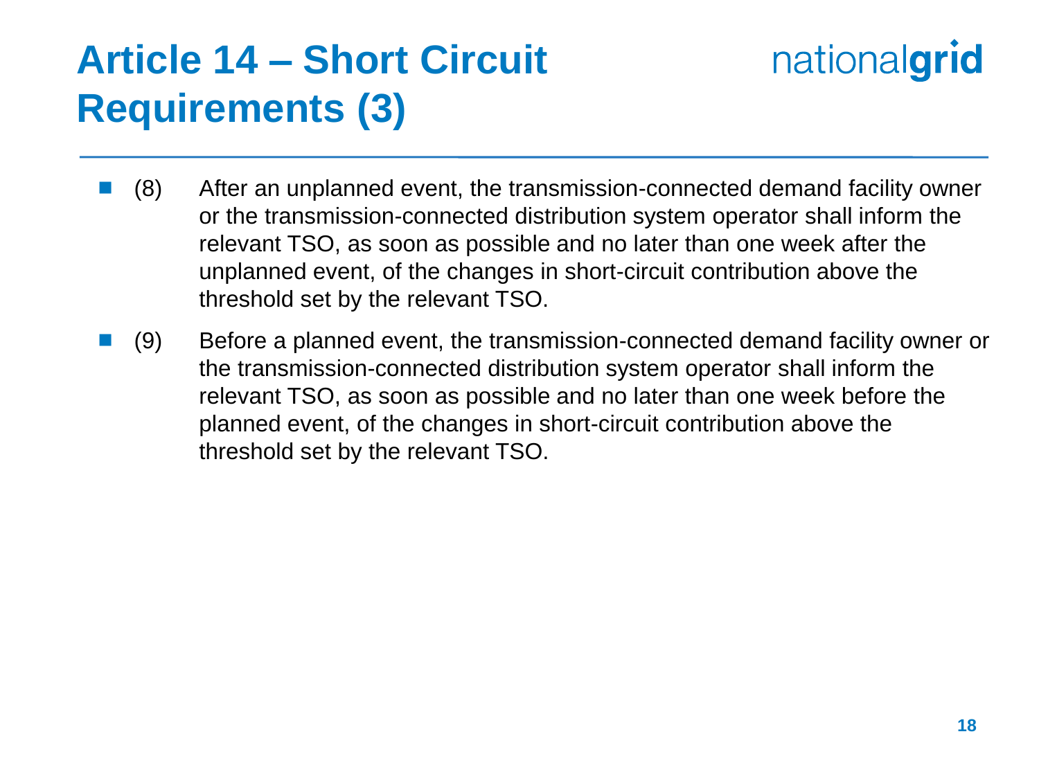# Article 14 – Short Circuit Requirements (3)

- (8) After an unplanned event, the transmission-connected demand facility owner or the transmission-connected distribution system operator shall inform the relevant TSO, as soon as possible and no later than one week after the unplanned event, of the changes in short-circuit contribution above the threshold set by the relevant TSO.
- (9) Before a planned event, the transmission-connected demand facility owner or the transmission-connected distribution system operator shall inform the relevant TSO, as soon as possible and no later than one week before the planned event, of the changes in short-circuit contribution above the threshold set by the relevant TSO.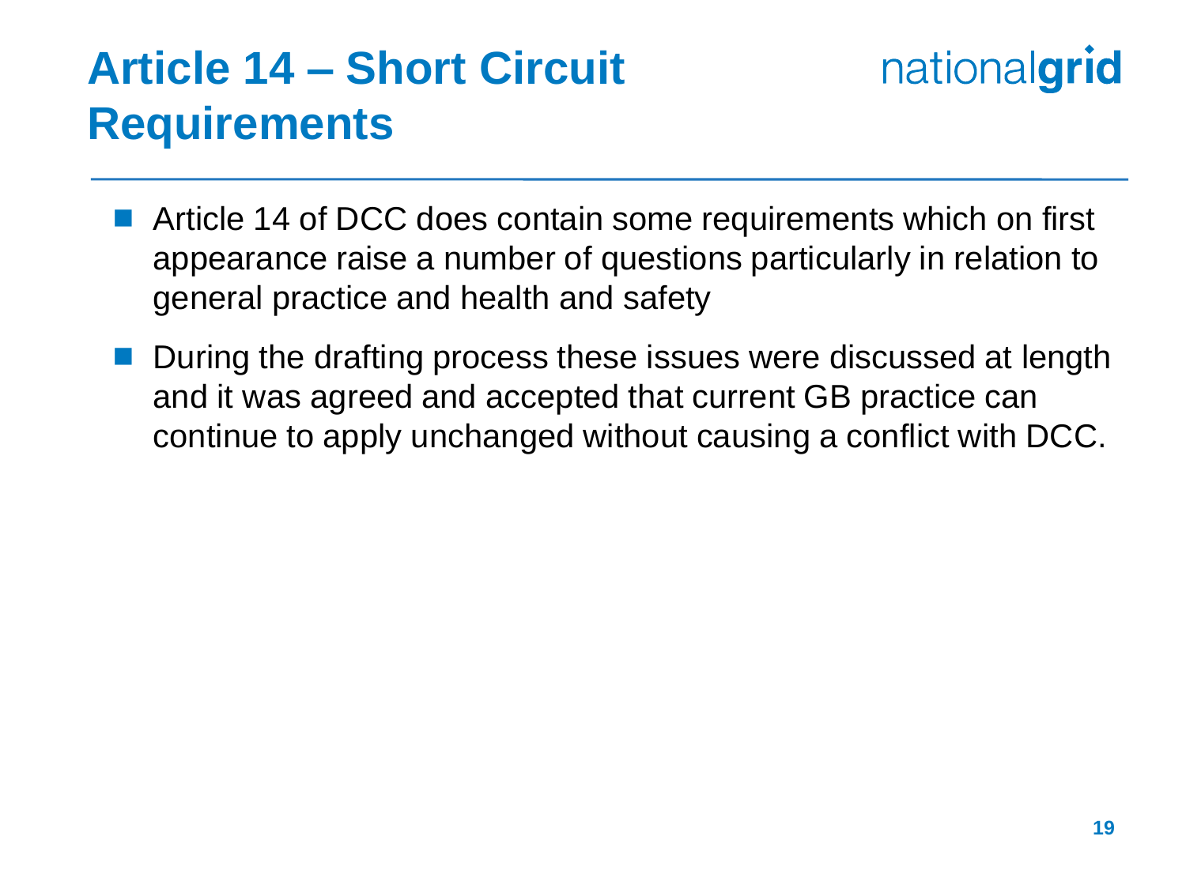# Article 14 – Short Circuit Requirements

- Article 14 of DCC does contain some requirements which on first appearance raise a number of questions particularly in relation to general practice and health and safety
- During the drafting process these issues were discussed at length and it was agreed and accepted that current GB practice can continue to apply unchanged without causing a conflict with DCC.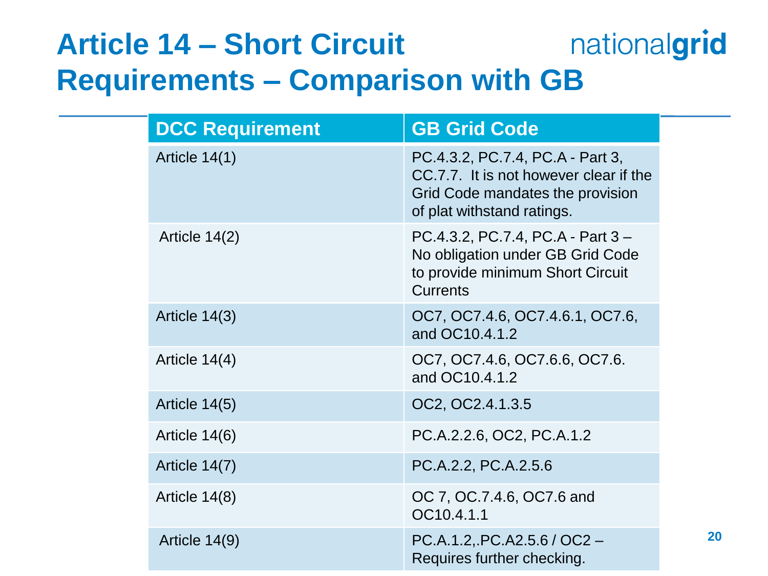# Article 14 – Short Circuit Requirements – Comparison with GB

| DCC Requirement | GB Grid Code |
|---|---|
| Article 14(1) | PC.4.3.2, PC.7.4, PC.A - Part 3, CC.7.7. It is not however clear if the Grid Code mandates the provision of plat withstand ratings. |
| Article 14(2) | PC.4.3.2, PC.7.4, PC.A - Part 3 – No obligation under GB Grid Code to provide minimum Short Circuit Currents |
| Article 14(3) | OC7, OC7.4.6, OC7.4.6.1, OC7.6, and OC10.4.1.2 |
| Article 14(4) | OC7, OC7.4.6, OC7.6.6, OC7.6. and OC10.4.1.2 |
| Article 14(5) | OC2, OC2.4.1.3.5 |
| Article 14(6) | PC.A.2.2.6, OC2, PC.A.1.2 |
| Article 14(7) | PC.A.2.2, PC.A.2.5.6 |
| Article 14(8) | OC 7, OC.7.4.6, OC7.6 and OC10.4.1.1 |
| Article 14(9) | PC.A.1.2,.PC.A2.5.6 / OC2 – Requires further checking. |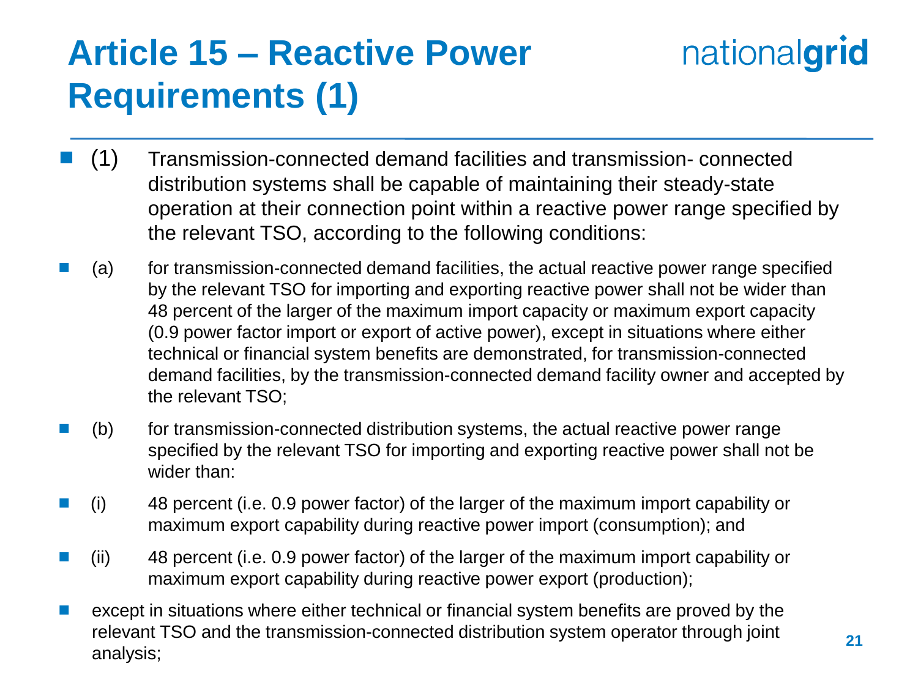# Article 15 – Reactive Power Requirements (1)

- (1) Transmission-connected demand facilities and transmission- connected distribution systems shall be capable of maintaining their steady-state operation at their connection point within a reactive power range specified by the relevant TSO, according to the following conditions:
- (a) for transmission-connected demand facilities, the actual reactive power range specified by the relevant TSO for importing and exporting reactive power shall not be wider than 48 percent of the larger of the maximum import capacity or maximum export capacity (0.9 power factor import or export of active power), except in situations where either technical or financial system benefits are demonstrated, for transmission-connected demand facilities, by the transmission-connected demand facility owner and accepted by the relevant TSO;
- (b) for transmission-connected distribution systems, the actual reactive power range specified by the relevant TSO for importing and exporting reactive power shall not be wider than:
- (i) 48 percent (i.e. 0.9 power factor) of the larger of the maximum import capability or maximum export capability during reactive power import (consumption); and
- (ii) 48 percent (i.e. 0.9 power factor) of the larger of the maximum import capability or maximum export capability during reactive power export (production);
- except in situations where either technical or financial system benefits are proved by the relevant TSO and the transmission-connected distribution system operator through joint analysis;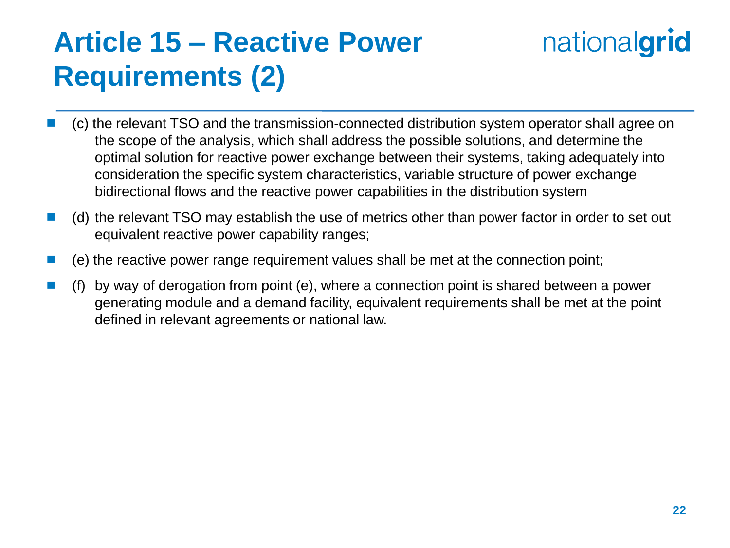# Article 15 – Reactive Power Requirements (2)

- (c) the relevant TSO and the transmission-connected distribution system operator shall agree on the scope of the analysis, which shall address the possible solutions, and determine the optimal solution for reactive power exchange between their systems, taking adequately into consideration the specific system characteristics, variable structure of power exchange bidirectional flows and the reactive power capabilities in the distribution system
- (d) the relevant TSO may establish the use of metrics other than power factor in order to set out equivalent reactive power capability ranges;
- (e) the reactive power range requirement values shall be met at the connection point;
- (f) by way of derogation from point (e), where a connection point is shared between a power generating module and a demand facility, equivalent requirements shall be met at the point defined in relevant agreements or national law.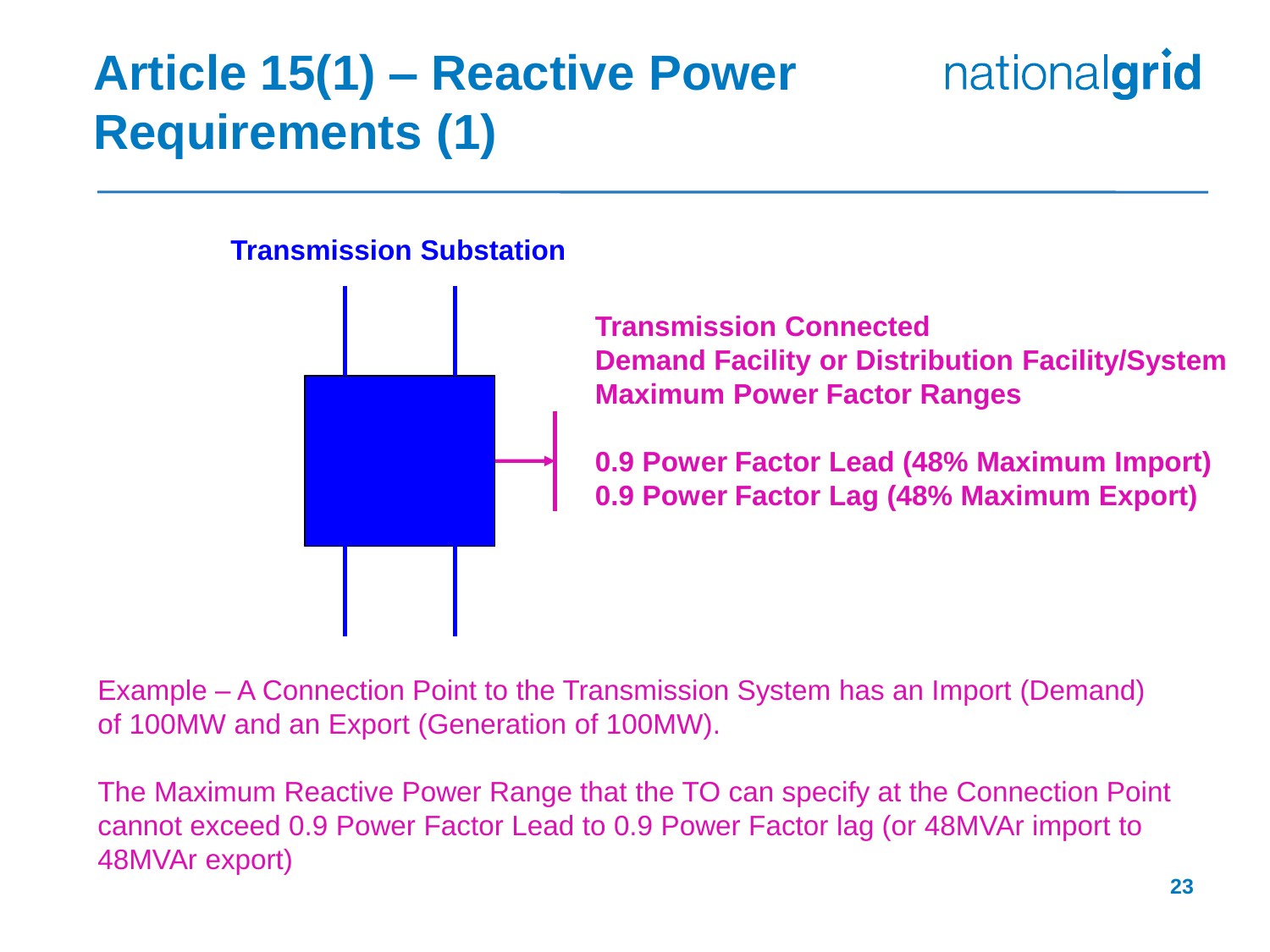# Article 15(1) – Reactive Power Requirements (1)

**Transmission Substation**

**Transmission Connected**
**Demand Facility or Distribution Facility/System**
**Maximum Power Factor Ranges**

**0.9 Power Factor Lead (48% Maximum Import)**
**0.9 Power Factor Lag (48% Maximum Export)**

Example – A Connection Point to the Transmission System has an Import (Demand) of 100MW and an Export (Generation of 100MW).

The Maximum Reactive Power Range that the TO can specify at the Connection Point cannot exceed 0.9 Power Factor Lead to 0.9 Power Factor lag (or 48MVAr import to 48MVAr export)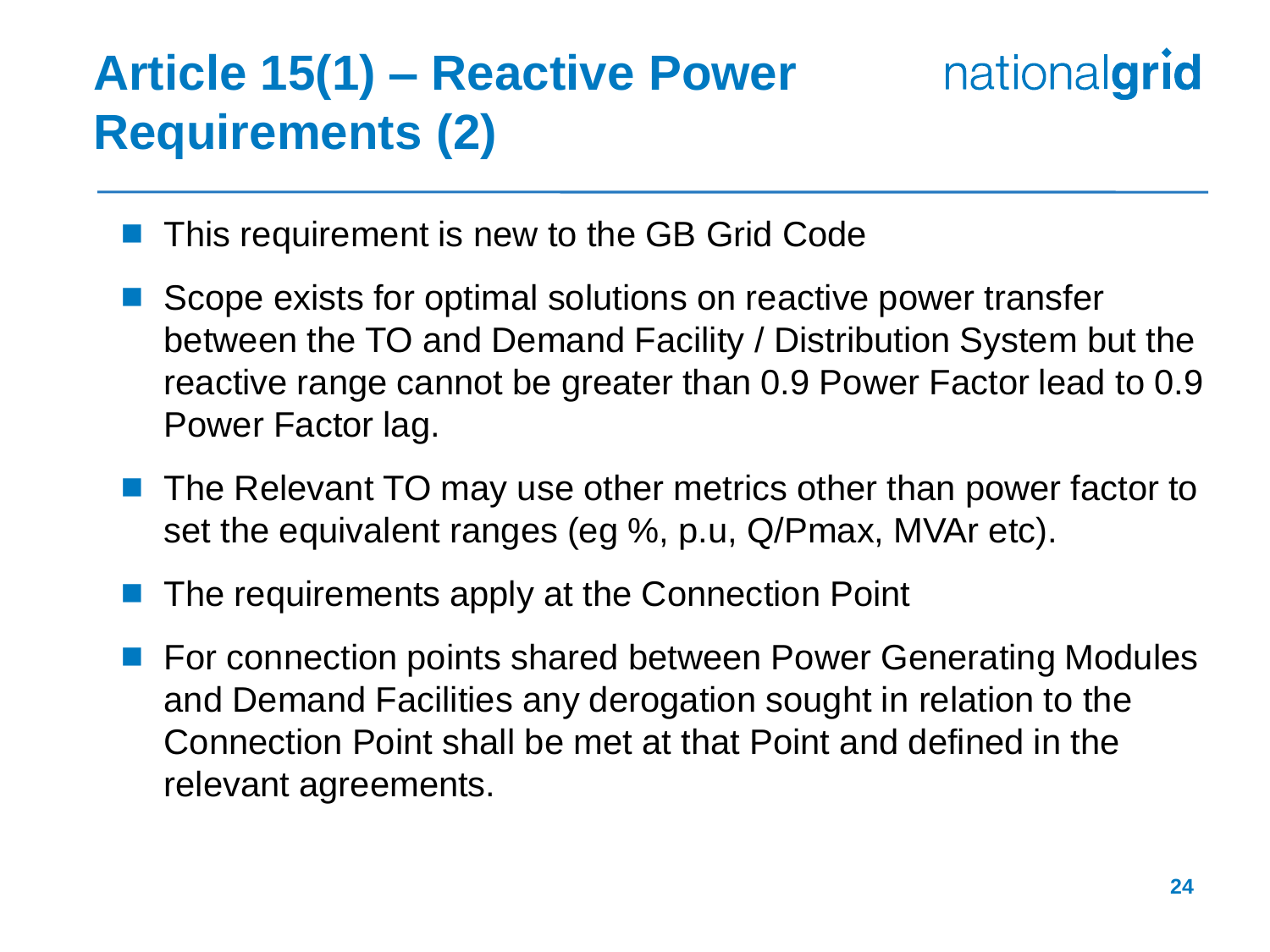# Article 15(1) – Reactive Power Requirements (2)

- This requirement is new to the GB Grid Code
- Scope exists for optimal solutions on reactive power transfer between the TO and Demand Facility / Distribution System but the reactive range cannot be greater than 0.9 Power Factor lead to 0.9 Power Factor lag.
- The Relevant TO may use other metrics other than power factor to set the equivalent ranges (eg %, p.u, Q/Pmax, MVAr etc).
- The requirements apply at the Connection Point
- For connection points shared between Power Generating Modules and Demand Facilities any derogation sought in relation to the Connection Point shall be met at that Point and defined in the relevant agreements.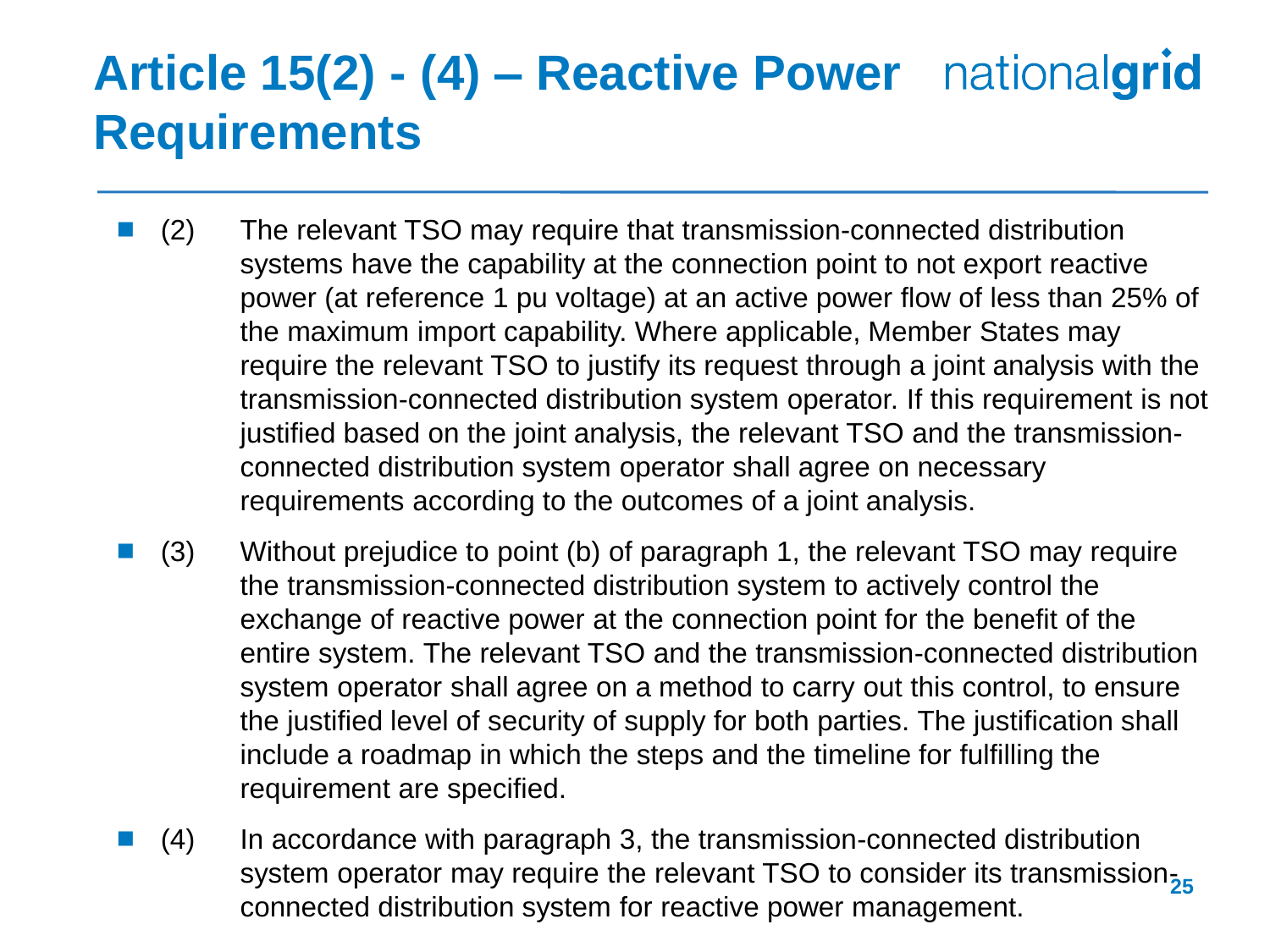# Article 15(2) - (4) – Reactive Power Requirements

- (2) The relevant TSO may require that transmission-connected distribution systems have the capability at the connection point to not export reactive power (at reference 1 pu voltage) at an active power flow of less than 25% of the maximum import capability. Where applicable, Member States may require the relevant TSO to justify its request through a joint analysis with the transmission-connected distribution system operator. If this requirement is not justified based on the joint analysis, the relevant TSO and the transmission-connected distribution system operator shall agree on necessary requirements according to the outcomes of a joint analysis.
- (3) Without prejudice to point (b) of paragraph 1, the relevant TSO may require the transmission-connected distribution system to actively control the exchange of reactive power at the connection point for the benefit of the entire system. The relevant TSO and the transmission-connected distribution system operator shall agree on a method to carry out this control, to ensure the justified level of security of supply for both parties. The justification shall include a roadmap in which the steps and the timeline for fulfilling the requirement are specified.
- (4) In accordance with paragraph 3, the transmission-connected distribution system operator may require the relevant TSO to consider its transmission-connected distribution system for reactive power management.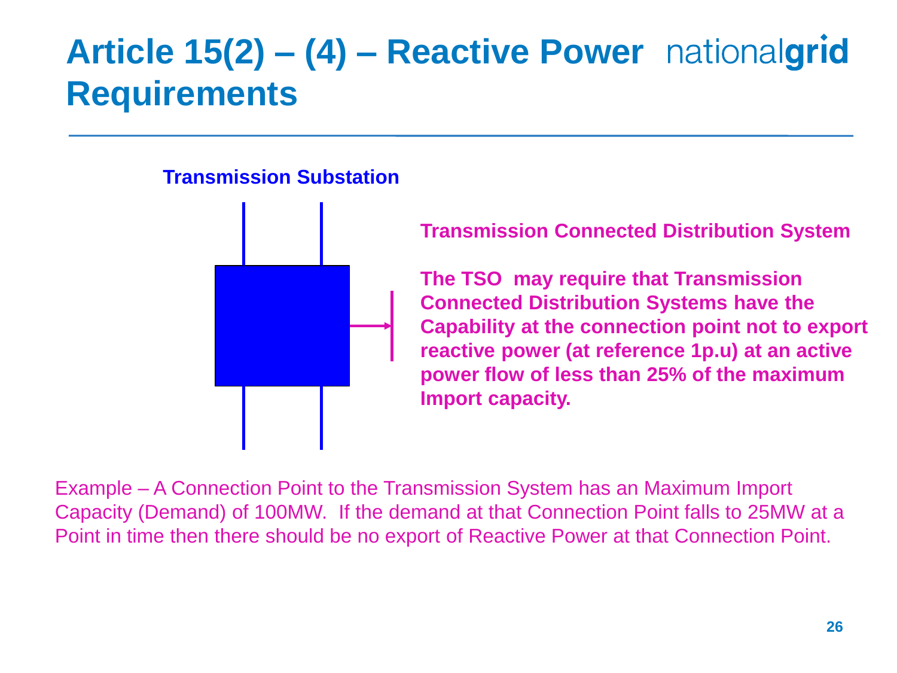# Article 15(2) – (4) – Reactive Power Requirements

**Transmission Substation**

**Transmission Connected Distribution System**

**The TSO may require that Transmission Connected Distribution Systems have the Capability at the connection point not to export reactive power (at reference 1p.u) at an active power flow of less than 25% of the maximum Import capacity.**

Example – A Connection Point to the Transmission System has an Maximum Import Capacity (Demand) of 100MW. If the demand at that Connection Point falls to 25MW at a Point in time then there should be no export of Reactive Power at that Connection Point.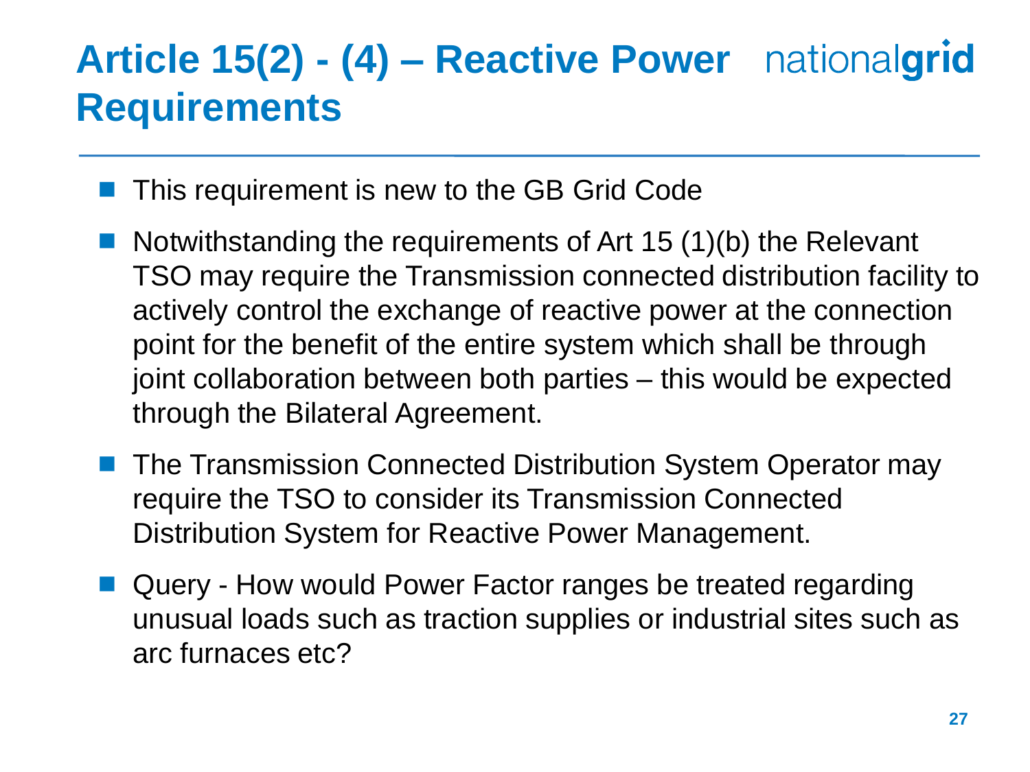# Article 15(2) - (4) – Reactive Power Requirements

- This requirement is new to the GB Grid Code
- Notwithstanding the requirements of Art 15 (1)(b) the Relevant TSO may require the Transmission connected distribution facility to actively control the exchange of reactive power at the connection point for the benefit of the entire system which shall be through joint collaboration between both parties – this would be expected through the Bilateral Agreement.
- The Transmission Connected Distribution System Operator may require the TSO to consider its Transmission Connected Distribution System for Reactive Power Management.
- Query - How would Power Factor ranges be treated regarding unusual loads such as traction supplies or industrial sites such as arc furnaces etc?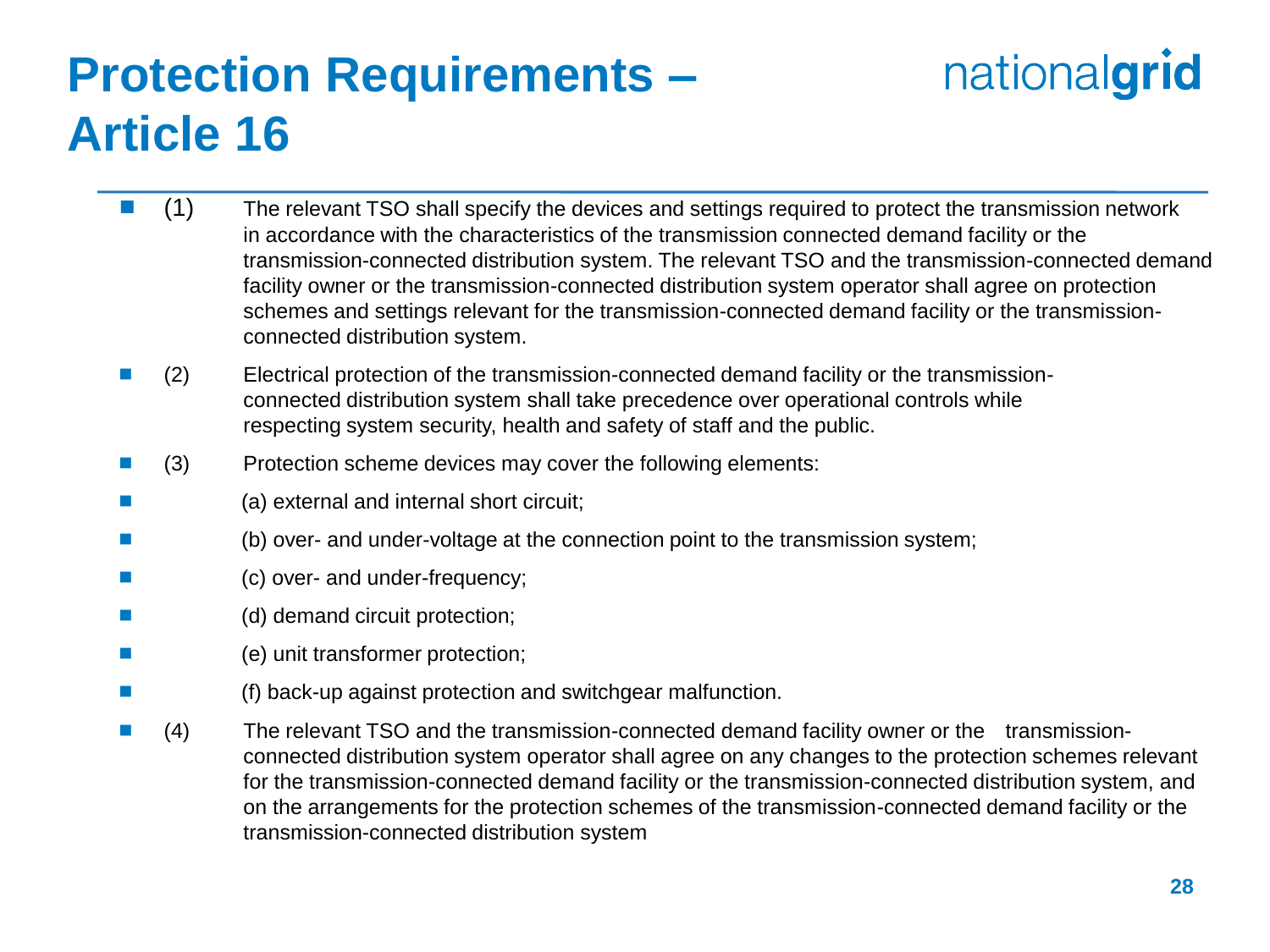# Protection Requirements – Article 16

- (1) The relevant TSO shall specify the devices and settings required to protect the transmission network in accordance with the characteristics of the transmission connected demand facility or the transmission-connected distribution system. The relevant TSO and the transmission-connected demand facility owner or the transmission-connected distribution system operator shall agree on protection schemes and settings relevant for the transmission-connected demand facility or the transmission-connected distribution system.
- (2) Electrical protection of the transmission-connected demand facility or the transmission-connected distribution system shall take precedence over operational controls while respecting system security, health and safety of staff and the public.
- (3) Protection scheme devices may cover the following elements:
- (a) external and internal short circuit;
- (b) over- and under-voltage at the connection point to the transmission system;
- (c) over- and under-frequency;
- (d) demand circuit protection;
- (e) unit transformer protection;
- (f) back-up against protection and switchgear malfunction.
- (4) The relevant TSO and the transmission-connected demand facility owner or the transmission-connected distribution system operator shall agree on any changes to the protection schemes relevant for the transmission-connected demand facility or the transmission-connected distribution system, and on the arrangements for the protection schemes of the transmission-connected demand facility or the transmission-connected distribution system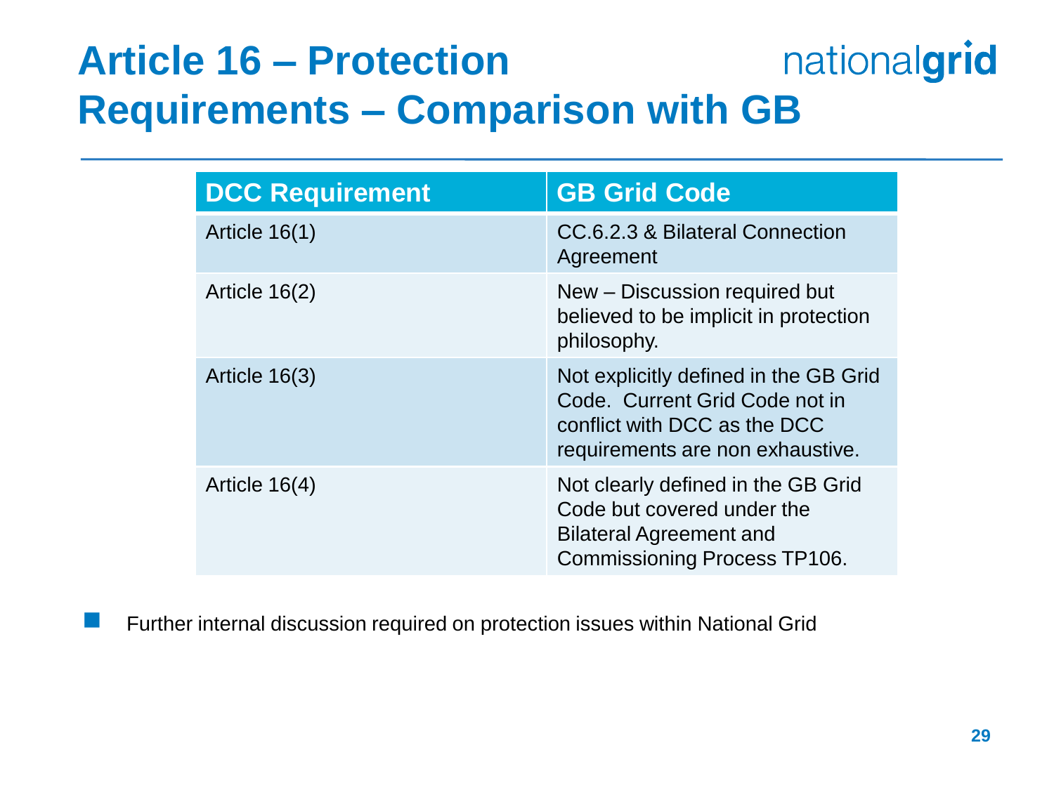# Article 16 – Protection Requirements – Comparison with GB

| DCC Requirement | GB Grid Code |
|---|---|
| Article 16(1) | CC.6.2.3 & Bilateral Connection Agreement |
| Article 16(2) | New – Discussion required but believed to be implicit in protection philosophy. |
| Article 16(3) | Not explicitly defined in the GB Grid Code. Current Grid Code not in conflict with DCC as the DCC requirements are non exhaustive. |
| Article 16(4) | Not clearly defined in the GB Grid Code but covered under the Bilateral Agreement and Commissioning Process TP106. |

- Further internal discussion required on protection issues within National Grid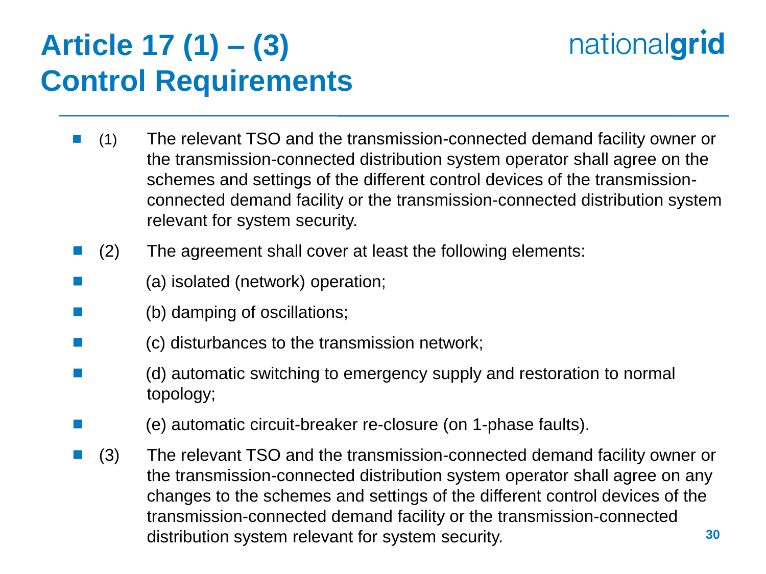# Article 17 (1) – (3) Control Requirements

- (1) The relevant TSO and the transmission-connected demand facility owner or the transmission-connected distribution system operator shall agree on the schemes and settings of the different control devices of the transmission-connected demand facility or the transmission-connected distribution system relevant for system security.
- (2) The agreement shall cover at least the following elements:
- (a) isolated (network) operation;
- (b) damping of oscillations;
- (c) disturbances to the transmission network;
- (d) automatic switching to emergency supply and restoration to normal topology;
- (e) automatic circuit-breaker re-closure (on 1-phase faults).
- (3) The relevant TSO and the transmission-connected demand facility owner or the transmission-connected distribution system operator shall agree on any changes to the schemes and settings of the different control devices of the transmission-connected demand facility or the transmission-connected distribution system relevant for system security.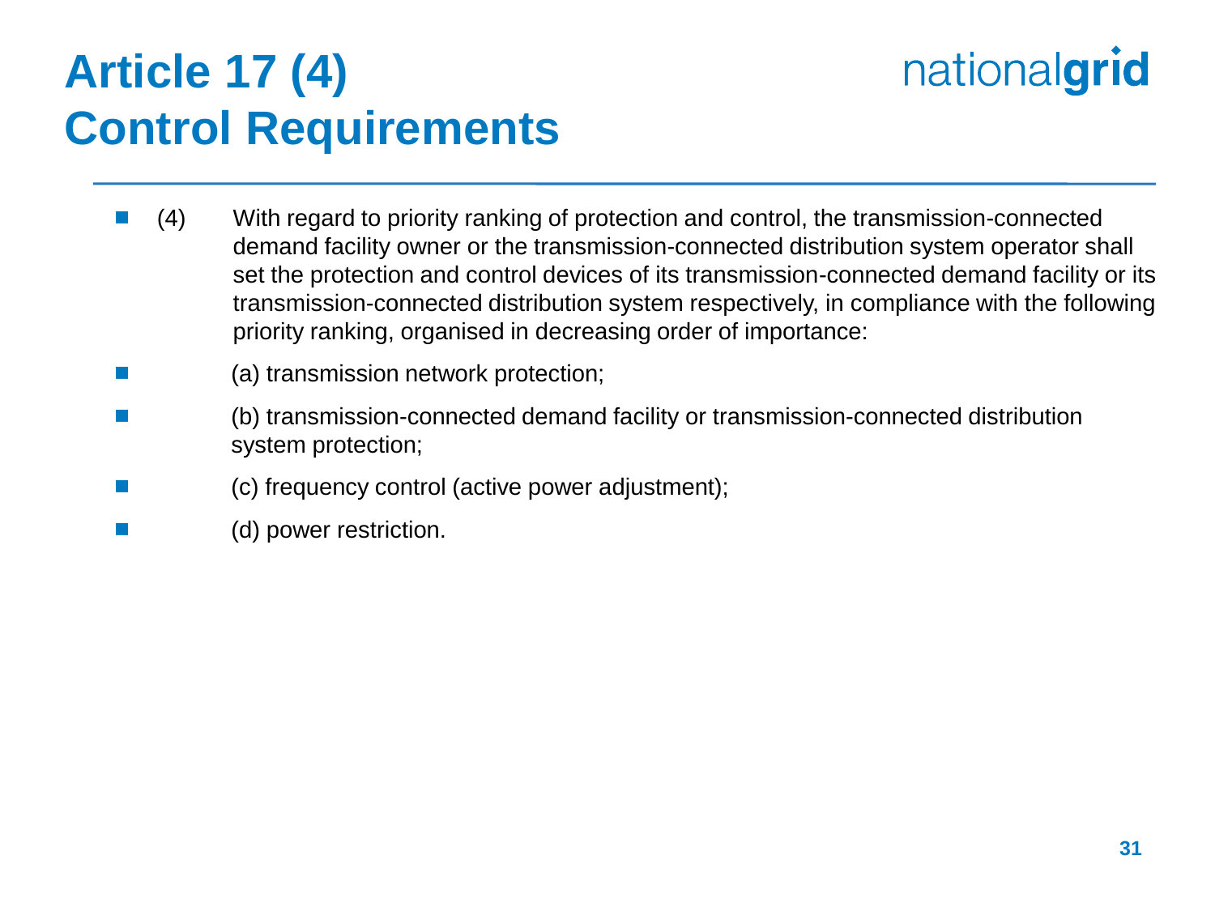# Article 17 (4)
# Control Requirements

- (4) With regard to priority ranking of protection and control, the transmission-connected demand facility owner or the transmission-connected distribution system operator shall set the protection and control devices of its transmission-connected demand facility or its transmission-connected distribution system respectively, in compliance with the following priority ranking, organised in decreasing order of importance:
- (a) transmission network protection;
- (b) transmission-connected demand facility or transmission-connected distribution system protection;
- (c) frequency control (active power adjustment);
- (d) power restriction.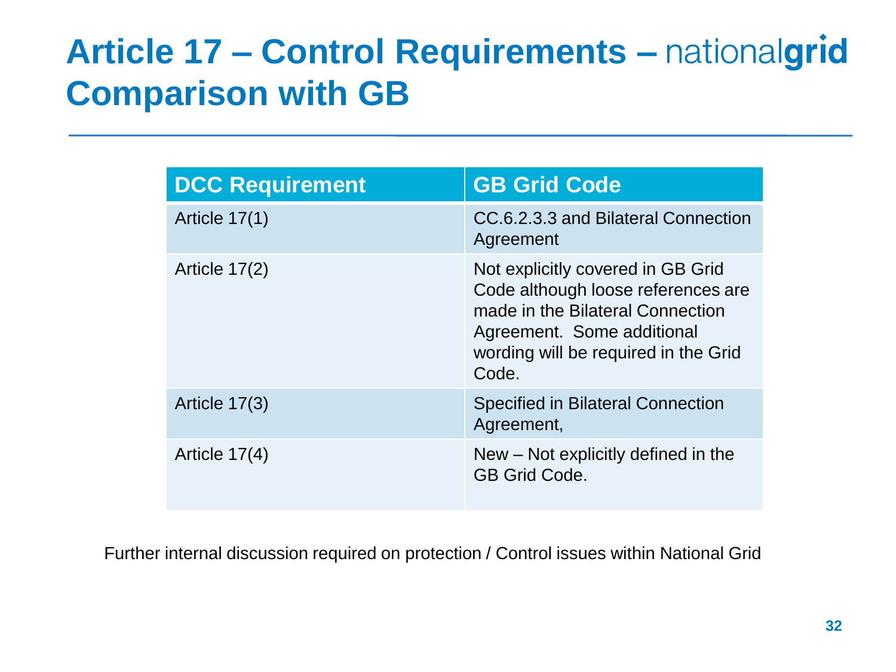# Article 17 – Control Requirements – Comparison with GB

| DCC Requirement | GB Grid Code |
| --- | --- |
| Article 17(1) | CC.6.2.3.3 and Bilateral Connection Agreement |
| Article 17(2) | Not explicitly covered in GB Grid Code although loose references are made in the Bilateral Connection Agreement. Some additional wording will be required in the Grid Code. |
| Article 17(3) | Specified in Bilateral Connection Agreement, |
| Article 17(4) | New – Not explicitly defined in the GB Grid Code. |

Further internal discussion required on protection / Control issues within National Grid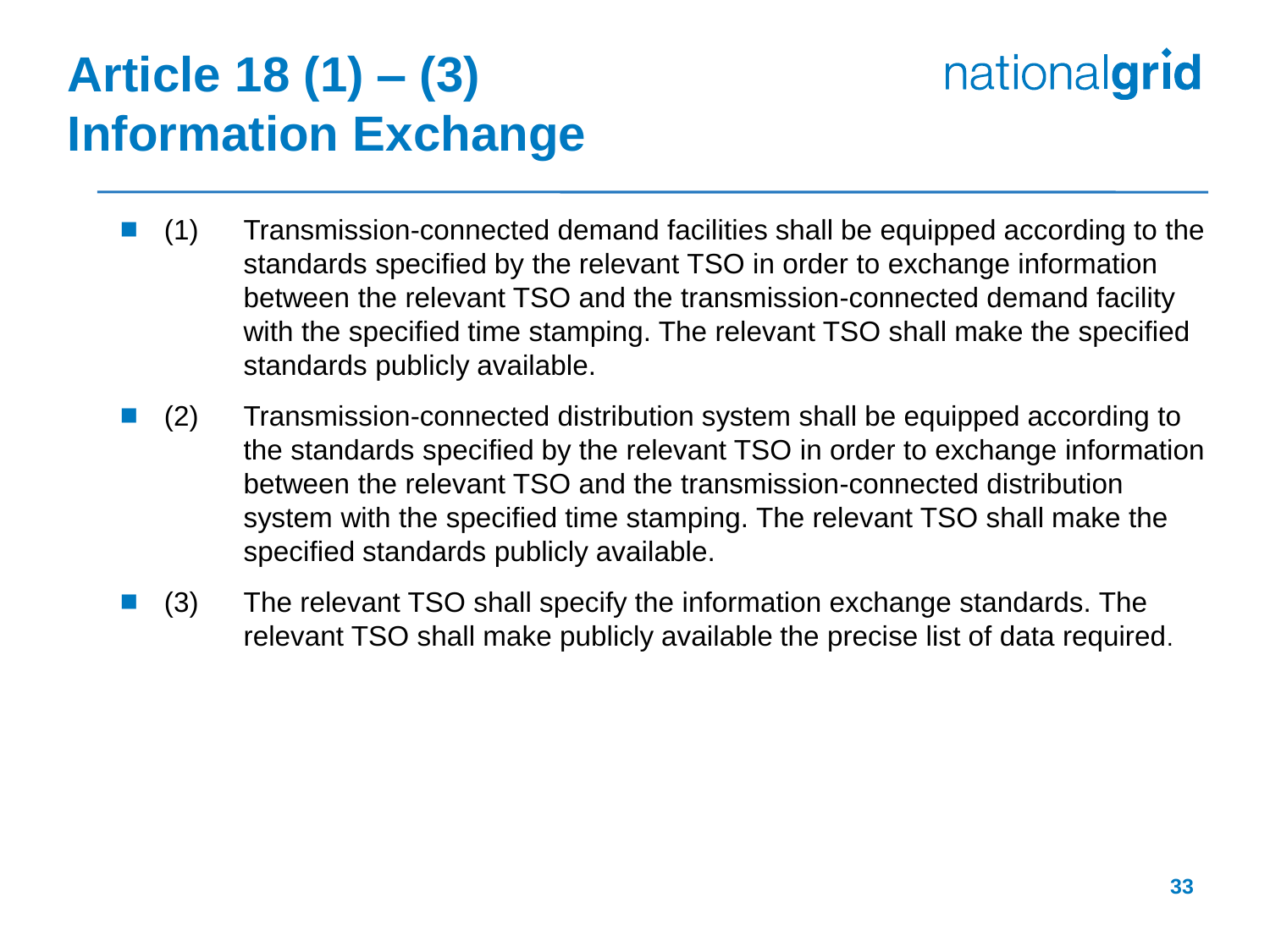# Article 18 (1) – (3) Information Exchange

- (1) Transmission-connected demand facilities shall be equipped according to the standards specified by the relevant TSO in order to exchange information between the relevant TSO and the transmission-connected demand facility with the specified time stamping. The relevant TSO shall make the specified standards publicly available.
- (2) Transmission-connected distribution system shall be equipped according to the standards specified by the relevant TSO in order to exchange information between the relevant TSO and the transmission-connected distribution system with the specified time stamping. The relevant TSO shall make the specified standards publicly available.
- (3) The relevant TSO shall specify the information exchange standards. The relevant TSO shall make publicly available the precise list of data required.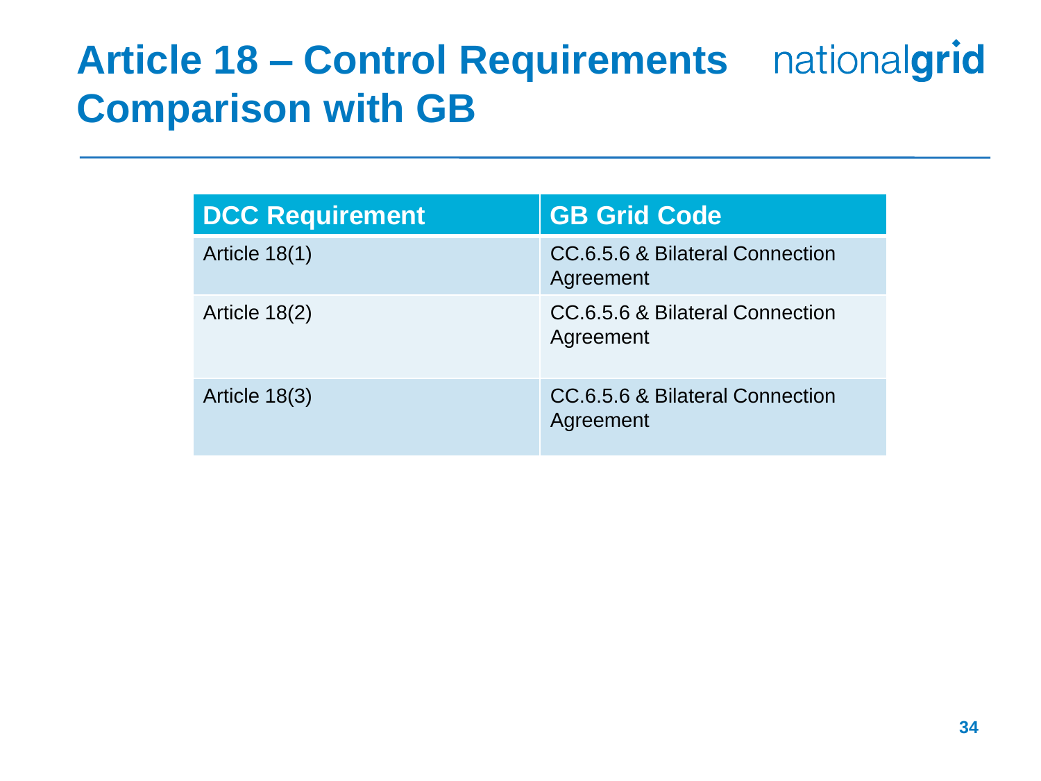# Article 18 – Control Requirements Comparison with GB

| DCC Requirement | GB Grid Code |
| --- | --- |
| Article 18(1) | CC.6.5.6 & Bilateral Connection Agreement |
| Article 18(2) | CC.6.5.6 & Bilateral Connection Agreement |
| Article 18(3) | CC.6.5.6 & Bilateral Connection Agreement |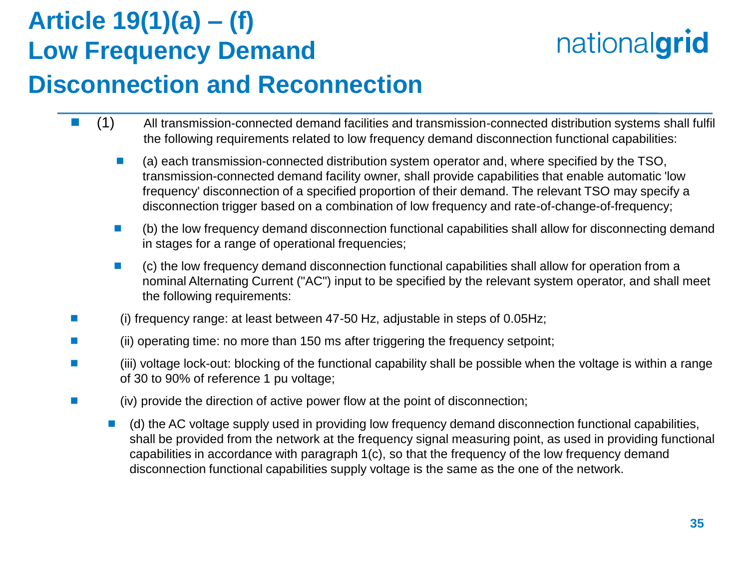# Article 19(1)(a) – (f) Low Frequency Demand Disconnection and Reconnection

- (1) All transmission-connected demand facilities and transmission-connected distribution systems shall fulfil the following requirements related to low frequency demand disconnection functional capabilities:
  - (a) each transmission-connected distribution system operator and, where specified by the TSO, transmission-connected demand facility owner, shall provide capabilities that enable automatic 'low frequency' disconnection of a specified proportion of their demand. The relevant TSO may specify a disconnection trigger based on a combination of low frequency and rate-of-change-of-frequency;
  - (b) the low frequency demand disconnection functional capabilities shall allow for disconnecting demand in stages for a range of operational frequencies;
  - (c) the low frequency demand disconnection functional capabilities shall allow for operation from a nominal Alternating Current ("AC") input to be specified by the relevant system operator, and shall meet the following requirements:
- (i) frequency range: at least between 47-50 Hz, adjustable in steps of 0.05Hz;
- (ii) operating time: no more than 150 ms after triggering the frequency setpoint;
- (iii) voltage lock-out: blocking of the functional capability shall be possible when the voltage is within a range of 30 to 90% of reference 1 pu voltage;
- (iv) provide the direction of active power flow at the point of disconnection;
  - (d) the AC voltage supply used in providing low frequency demand disconnection functional capabilities, shall be provided from the network at the frequency signal measuring point, as used in providing functional capabilities in accordance with paragraph 1(c), so that the frequency of the low frequency demand disconnection functional capabilities supply voltage is the same as the one of the network.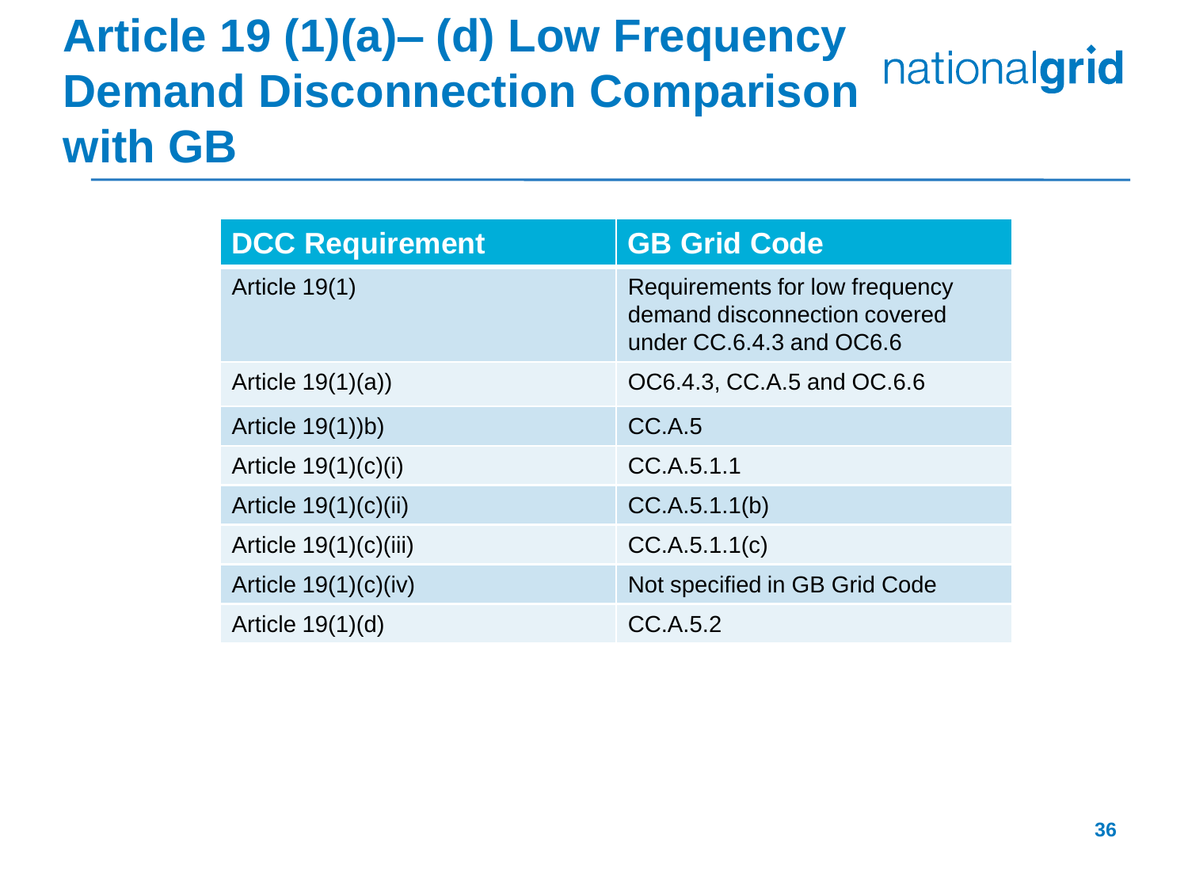# Article 19 (1)(a)– (d) Low Frequency Demand Disconnection Comparison with GB

| DCC Requirement | GB Grid Code |
| --- | --- |
| Article 19(1) | Requirements for low frequency demand disconnection covered under CC.6.4.3 and OC6.6 |
| Article 19(1)(a)) | OC6.4.3, CC.A.5 and OC.6.6 |
| Article 19(1))b) | CC.A.5 |
| Article 19(1)(c)(i) | CC.A.5.1.1 |
| Article 19(1)(c)(ii) | CC.A.5.1.1(b) |
| Article 19(1)(c)(iii) | CC.A.5.1.1(c) |
| Article 19(1)(c)(iv) | Not specified in GB Grid Code |
| Article 19(1)(d) | CC.A.5.2 |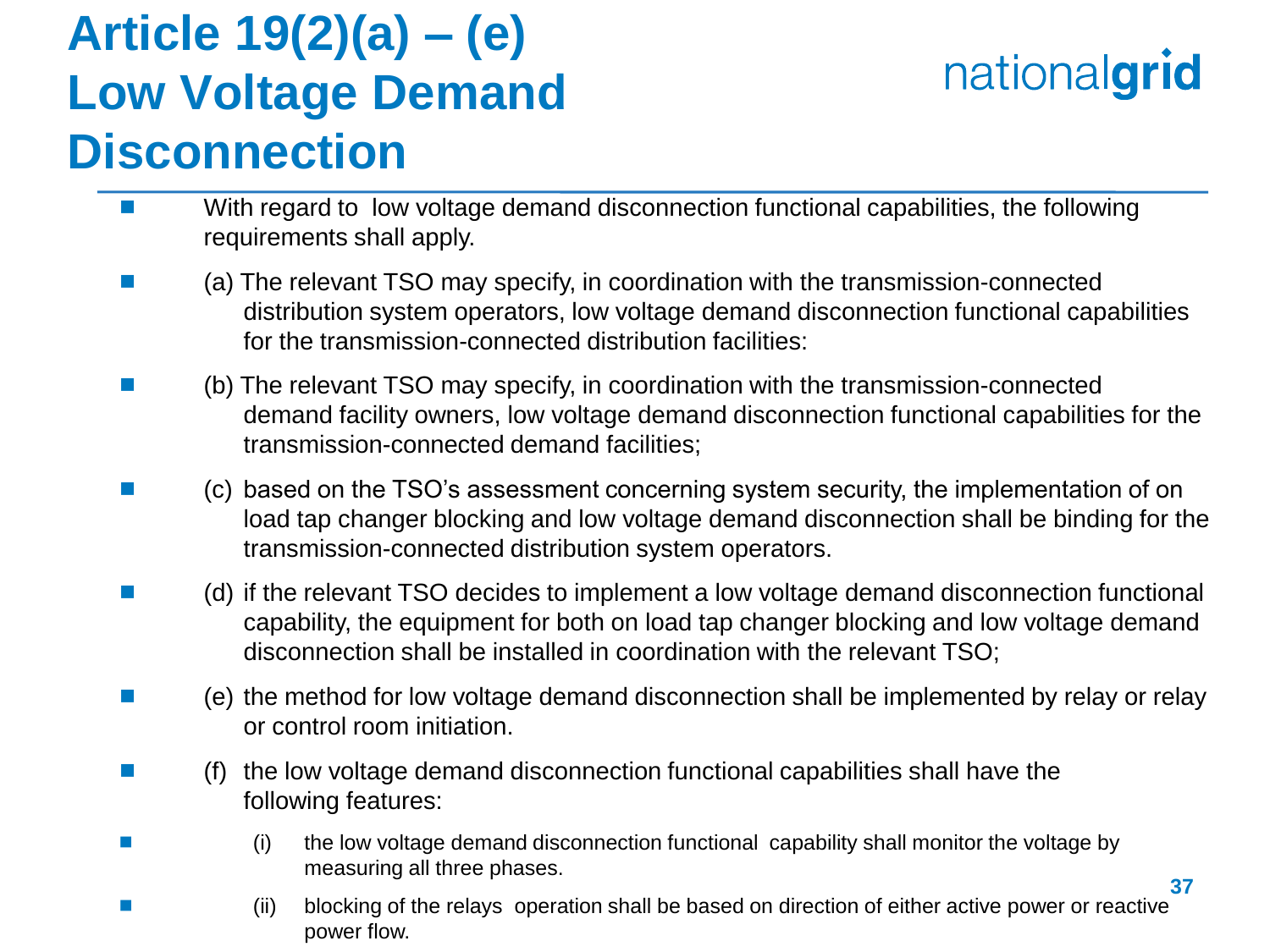# Article 19(2)(a) – (e) Low Voltage Demand Disconnection

- With regard to low voltage demand disconnection functional capabilities, the following requirements shall apply.
- (a) The relevant TSO may specify, in coordination with the transmission-connected distribution system operators, low voltage demand disconnection functional capabilities for the transmission-connected distribution facilities:
- (b) The relevant TSO may specify, in coordination with the transmission-connected demand facility owners, low voltage demand disconnection functional capabilities for the transmission-connected demand facilities;
- (c) based on the TSO's assessment concerning system security, the implementation of on load tap changer blocking and low voltage demand disconnection shall be binding for the transmission-connected distribution system operators.
- (d) if the relevant TSO decides to implement a low voltage demand disconnection functional capability, the equipment for both on load tap changer blocking and low voltage demand disconnection shall be installed in coordination with the relevant TSO;
- (e) the method for low voltage demand disconnection shall be implemented by relay or relay or control room initiation.
- (f) the low voltage demand disconnection functional capabilities shall have the following features:
- (i) the low voltage demand disconnection functional capability shall monitor the voltage by measuring all three phases.
- (ii) blocking of the relays operation shall be based on direction of either active power or reactive power flow.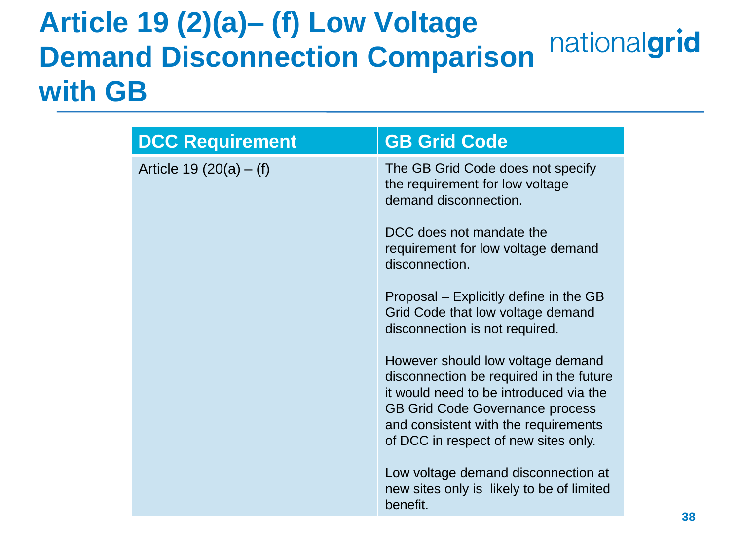# Article 19 (2)(a)– (f) Low Voltage Demand Disconnection Comparison with GB

| DCC Requirement | GB Grid Code |
| --- | --- |
| Article 19 (20(a) – (f) | The GB Grid Code does not specify the requirement for low voltage demand disconnection.<br><br>DCC does not mandate the requirement for low voltage demand disconnection.<br><br>Proposal – Explicitly define in the GB Grid Code that low voltage demand disconnection is not required.<br><br>However should low voltage demand disconnection be required in the future it would need to be introduced via the GB Grid Code Governance process and consistent with the requirements of DCC in respect of new sites only.<br><br>Low voltage demand disconnection at new sites only is likely to be of limited benefit. |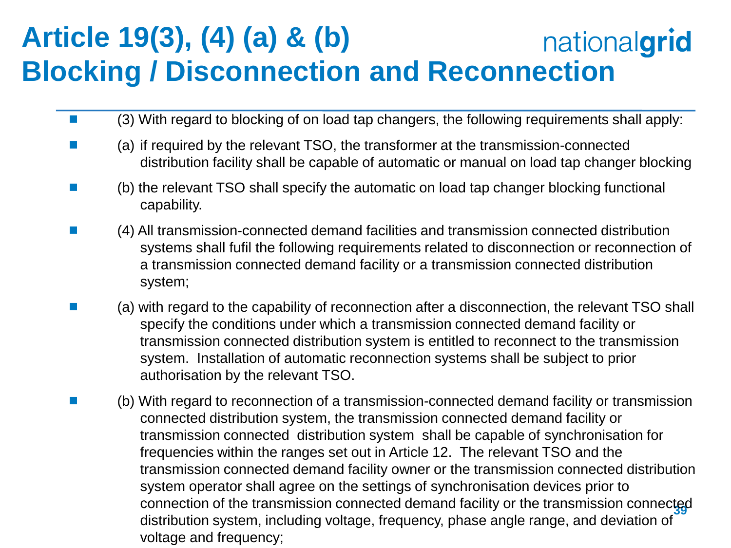# Article 19(3), (4) (a) & (b)
# Blocking / Disconnection and Reconnection

- (3) With regard to blocking of on load tap changers, the following requirements shall apply:
- (a) if required by the relevant TSO, the transformer at the transmission-connected distribution facility shall be capable of automatic or manual on load tap changer blocking
- (b) the relevant TSO shall specify the automatic on load tap changer blocking functional capability.
- (4) All transmission-connected demand facilities and transmission connected distribution systems shall fufil the following requirements related to disconnection or reconnection of a transmission connected demand facility or a transmission connected distribution system;
- (a) with regard to the capability of reconnection after a disconnection, the relevant TSO shall specify the conditions under which a transmission connected demand facility or transmission connected distribution system is entitled to reconnect to the transmission system. Installation of automatic reconnection systems shall be subject to prior authorisation by the relevant TSO.
- (b) With regard to reconnection of a transmission-connected demand facility or transmission connected distribution system, the transmission connected demand facility or transmission connected distribution system shall be capable of synchronisation for frequencies within the ranges set out in Article 12. The relevant TSO and the transmission connected demand facility owner or the transmission connected distribution system operator shall agree on the settings of synchronisation devices prior to connection of the transmission connected demand facility or the transmission connected distribution system, including voltage, frequency, phase angle range, and deviation of voltage and frequency;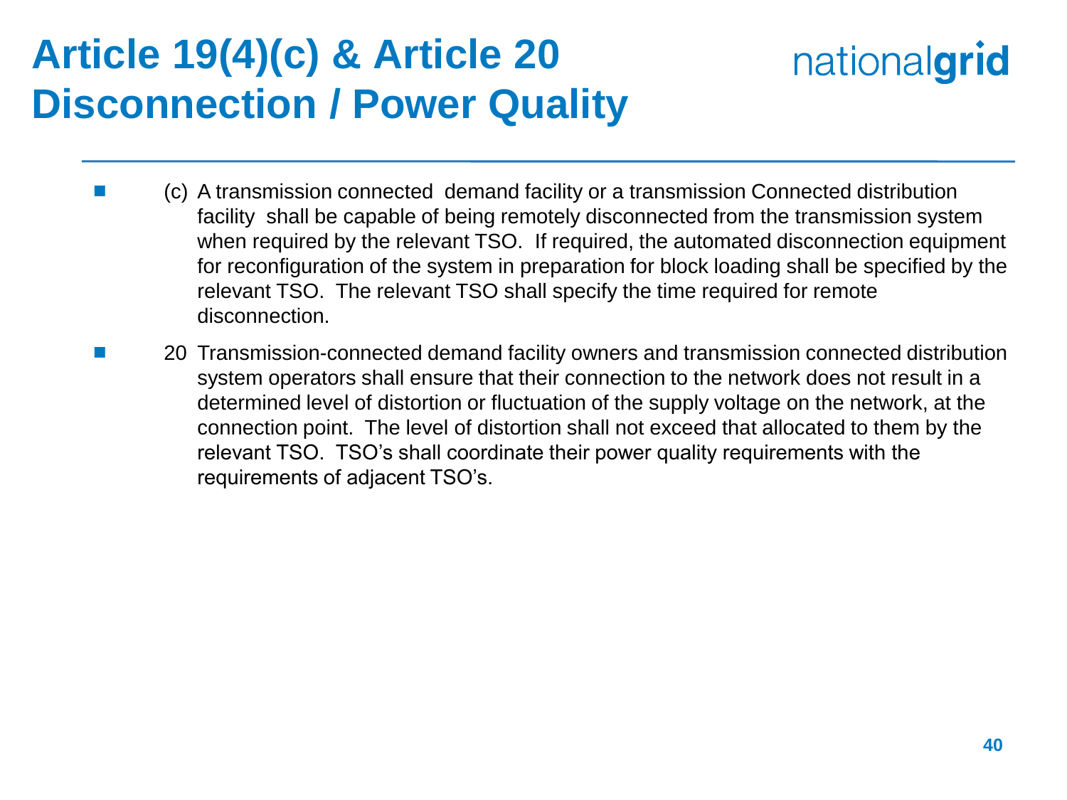# Article 19(4)(c) & Article 20 Disconnection / Power Quality

- (c) A transmission connected demand facility or a transmission Connected distribution facility shall be capable of being remotely disconnected from the transmission system when required by the relevant TSO. If required, the automated disconnection equipment for reconfiguration of the system in preparation for block loading shall be specified by the relevant TSO. The relevant TSO shall specify the time required for remote disconnection.
- 20 Transmission-connected demand facility owners and transmission connected distribution system operators shall ensure that their connection to the network does not result in a determined level of distortion or fluctuation of the supply voltage on the network, at the connection point. The level of distortion shall not exceed that allocated to them by the relevant TSO. TSO's shall coordinate their power quality requirements with the requirements of adjacent TSO's.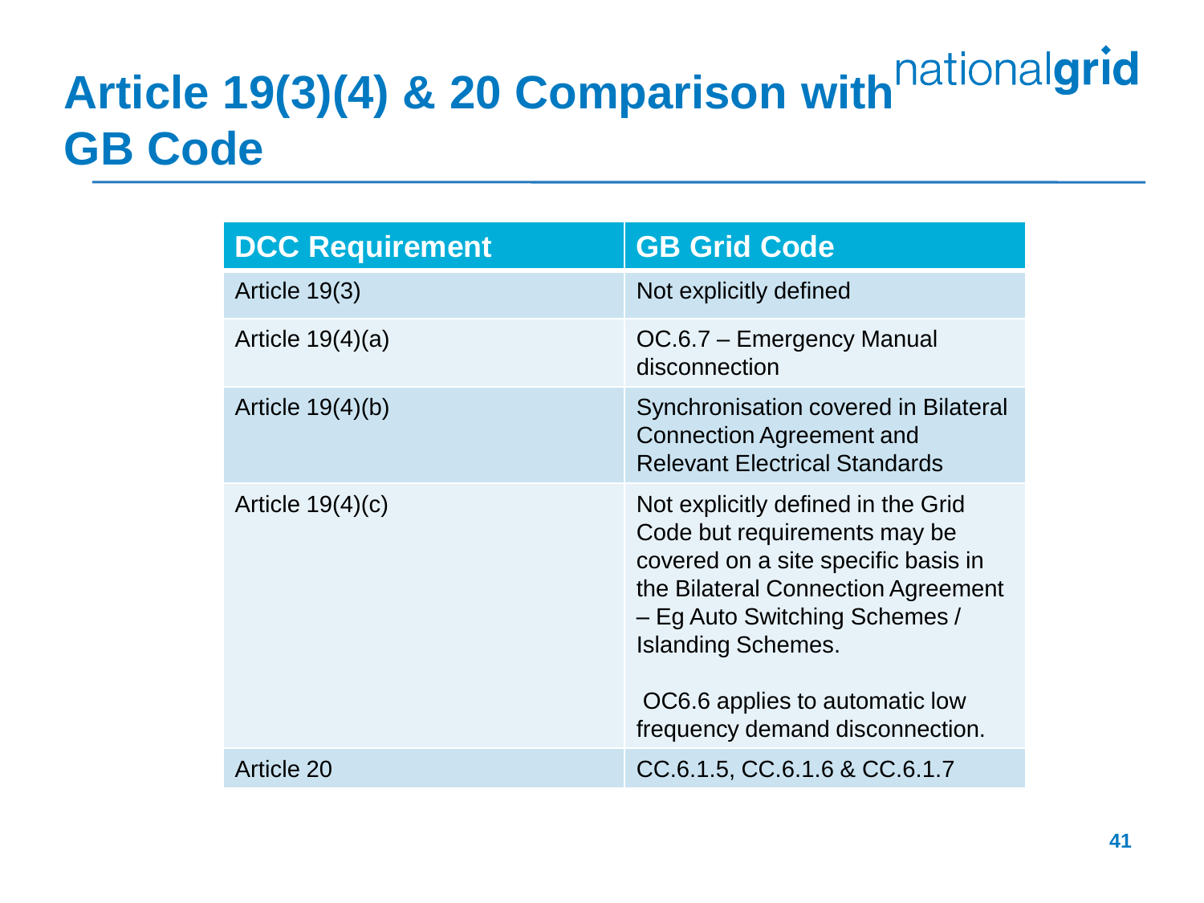# Article 19(3)(4) & 20 Comparison with GB Code

| DCC Requirement | GB Grid Code |
|---|---|
| Article 19(3) | Not explicitly defined |
| Article 19(4)(a) | OC.6.7 – Emergency Manual disconnection |
| Article 19(4)(b) | Synchronisation covered in Bilateral Connection Agreement and Relevant Electrical Standards |
| Article 19(4)(c) | Not explicitly defined in the Grid Code but requirements may be covered on a site specific basis in the Bilateral Connection Agreement – Eg Auto Switching Schemes / Islanding Schemes.<br><br>OC6.6 applies to automatic low frequency demand disconnection. |
| Article 20 | CC.6.1.5, CC.6.1.6 & CC.6.1.7 |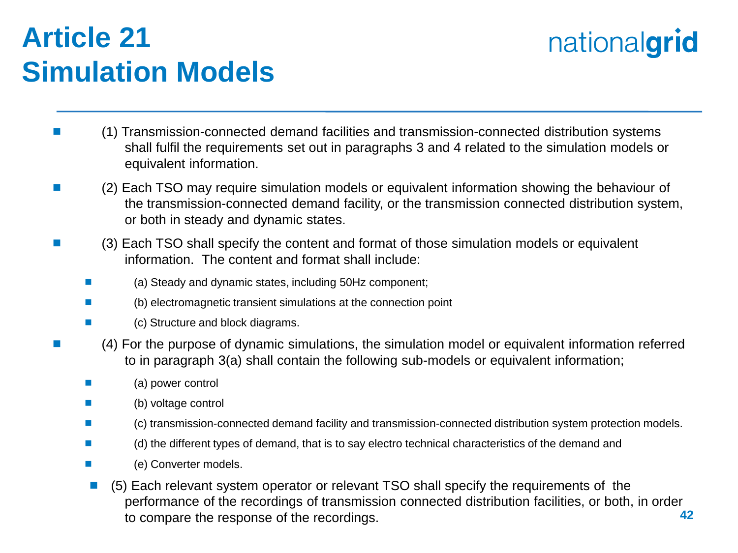# Article 21 Simulation Models

- (1) Transmission-connected demand facilities and transmission-connected distribution systems shall fulfil the requirements set out in paragraphs 3 and 4 related to the simulation models or equivalent information.
- (2) Each TSO may require simulation models or equivalent information showing the behaviour of the transmission-connected demand facility, or the transmission connected distribution system, or both in steady and dynamic states.
- (3) Each TSO shall specify the content and format of those simulation models or equivalent information. The content and format shall include:
  - (a) Steady and dynamic states, including 50Hz component;
  - (b) electromagnetic transient simulations at the connection point
  - (c) Structure and block diagrams.
- (4) For the purpose of dynamic simulations, the simulation model or equivalent information referred to in paragraph 3(a) shall contain the following sub-models or equivalent information;
  - (a) power control
  - (b) voltage control
  - (c) transmission-connected demand facility and transmission-connected distribution system protection models.
  - (d) the different types of demand, that is to say electro technical characteristics of the demand and
  - (e) Converter models.
- (5) Each relevant system operator or relevant TSO shall specify the requirements of the performance of the recordings of transmission connected distribution facilities, or both, in order to compare the response of the recordings.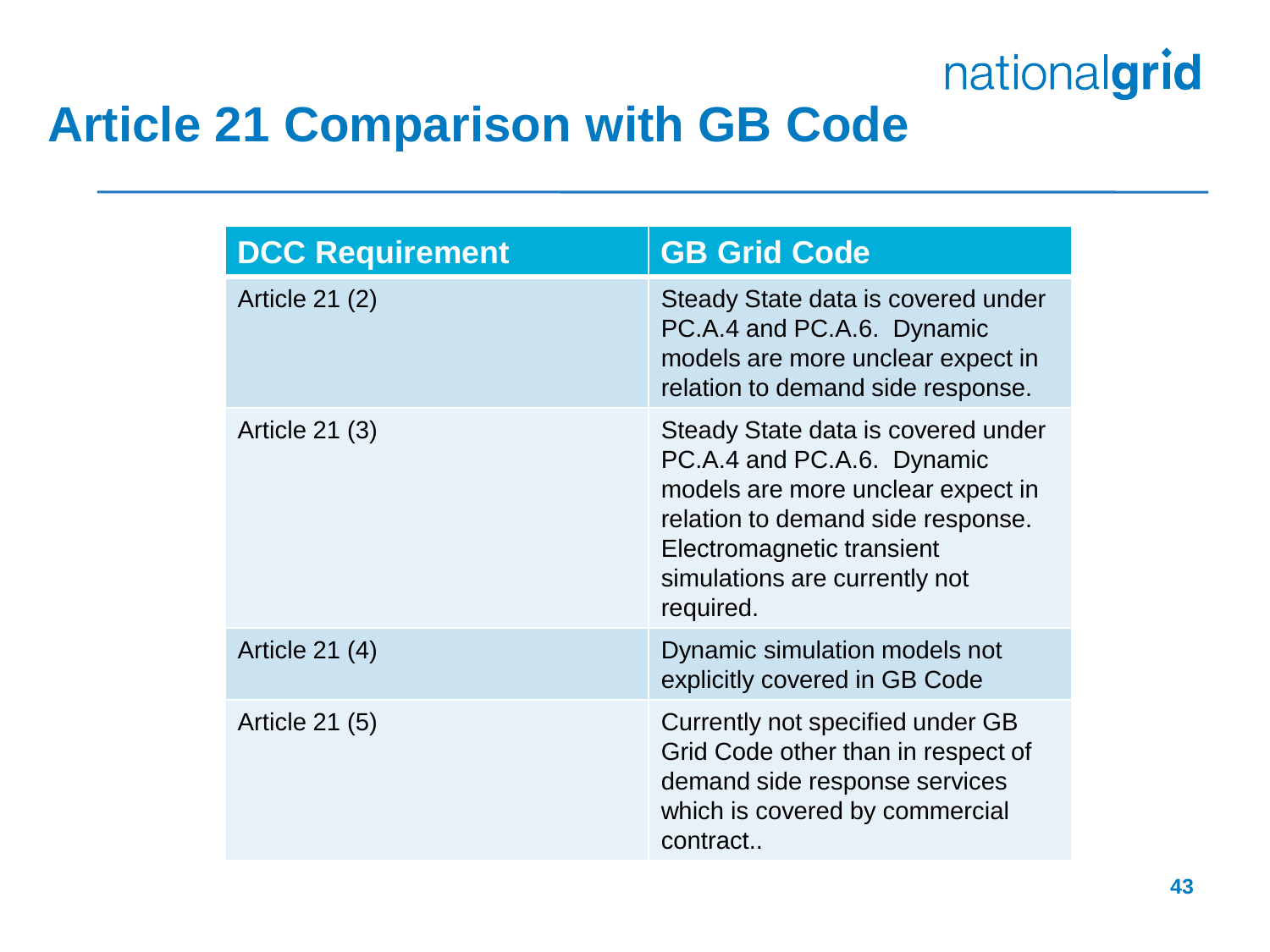# Article 21 Comparison with GB Code

| DCC Requirement | GB Grid Code |
|---|---|
| Article 21 (2) | Steady State data is covered under PC.A.4 and PC.A.6. Dynamic models are more unclear expect in relation to demand side response. |
| Article 21 (3) | Steady State data is covered under PC.A.4 and PC.A.6. Dynamic models are more unclear expect in relation to demand side response. Electromagnetic transient simulations are currently not required. |
| Article 21 (4) | Dynamic simulation models not explicitly covered in GB Code |
| Article 21 (5) | Currently not specified under GB Grid Code other than in respect of demand side response services which is covered by commercial contract.. |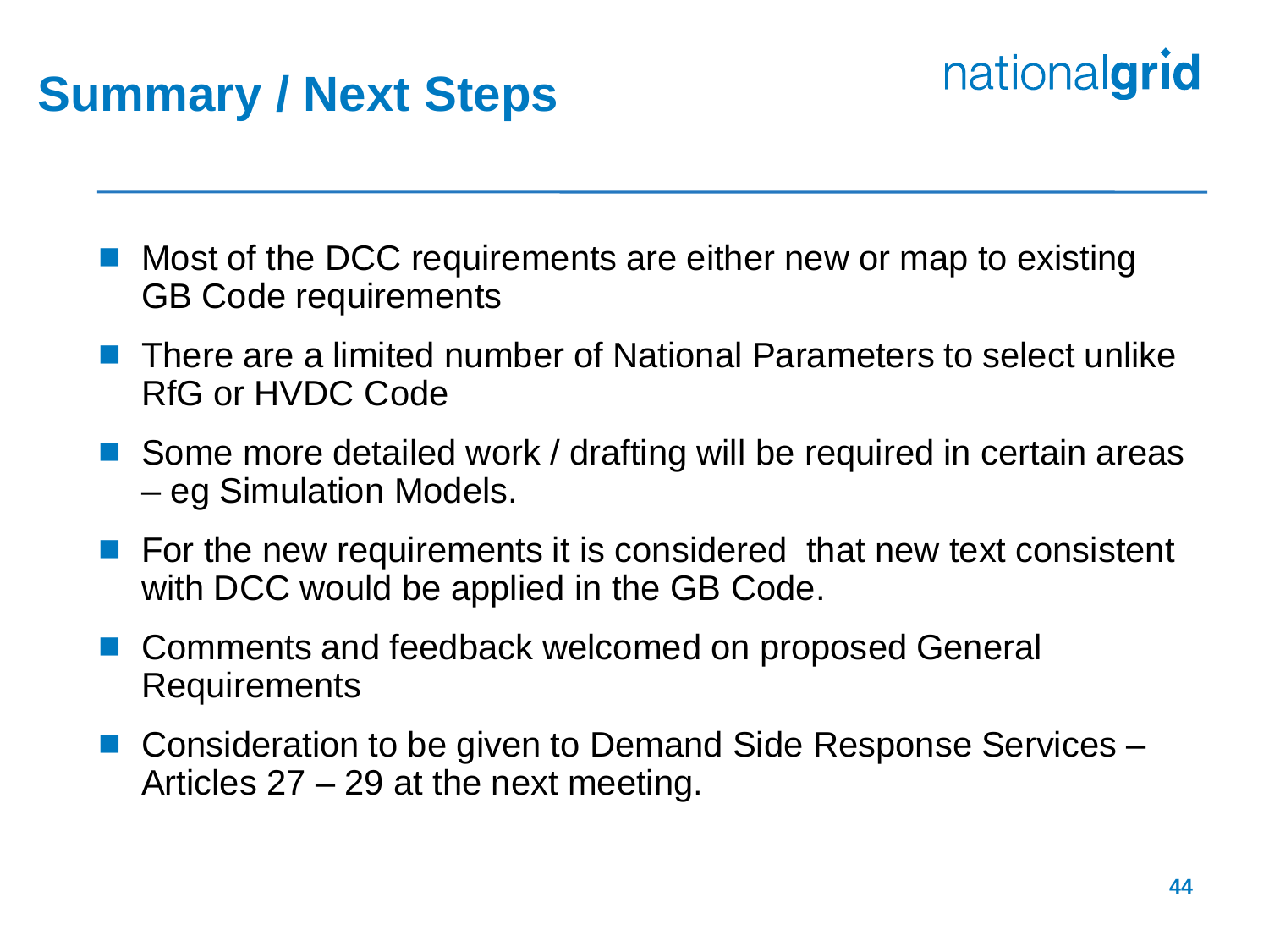# Summary / Next Steps

- Most of the DCC requirements are either new or map to existing GB Code requirements
- There are a limited number of National Parameters to select unlike RfG or HVDC Code
- Some more detailed work / drafting will be required in certain areas – eg Simulation Models.
- For the new requirements it is considered that new text consistent with DCC would be applied in the GB Code.
- Comments and feedback welcomed on proposed General Requirements
- Consideration to be given to Demand Side Response Services – Articles 27 – 29 at the next meeting.